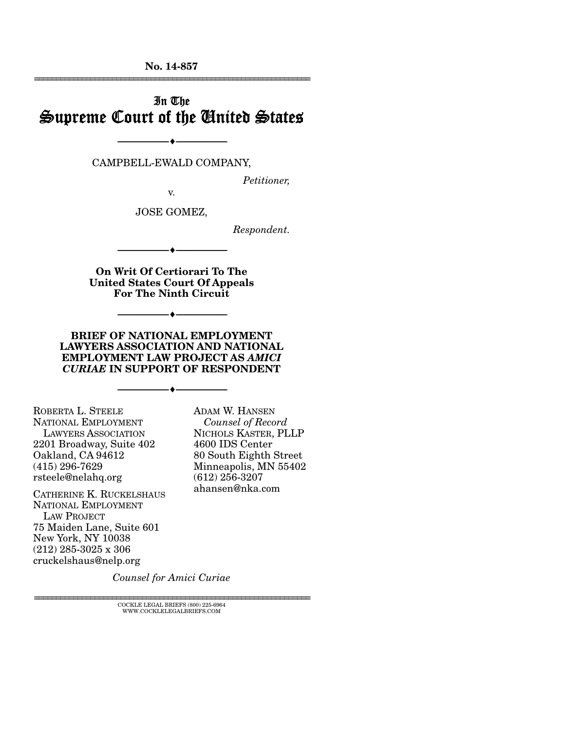No. 14-857

# In The Supreme Court of the United States

---

CAMPBELL-EWALD COMPANY,

*Petitioner,*

v.

JOSE GOMEZ,

*Respondent.*

---

**On Writ Of Certiorari To The United States Court Of Appeals For The Ninth Circuit**

---

**BRIEF OF NATIONAL EMPLOYMENT LAWYERS ASSOCIATION AND NATIONAL EMPLOYMENT LAW PROJECT AS *AMICI CURIAE* IN SUPPORT OF RESPONDENT**

---

ROBERTA L. STEELE
NATIONAL EMPLOYMENT LAWYERS ASSOCIATION
2201 Broadway, Suite 402
Oakland, CA 94612
(415) 296-7629
rsteele@nelahq.org

CATHERINE K. RUCKELSHAUS
NATIONAL EMPLOYMENT LAW PROJECT
75 Maiden Lane, Suite 601
New York, NY 10038
(212) 285-3025 x 306
cruckelshaus@nelp.org

ADAM W. HANSEN
*Counsel of Record*
NICHOLS KASTER, PLLP
4600 IDS Center
80 South Eighth Street
Minneapolis, MN 55402
(612) 256-3207
ahansen@nka.com

*Counsel for Amici Curiae*

COCKLE LEGAL BRIEFS (800) 225-6964
WWW.COCKLELEGALBRIEFS.COM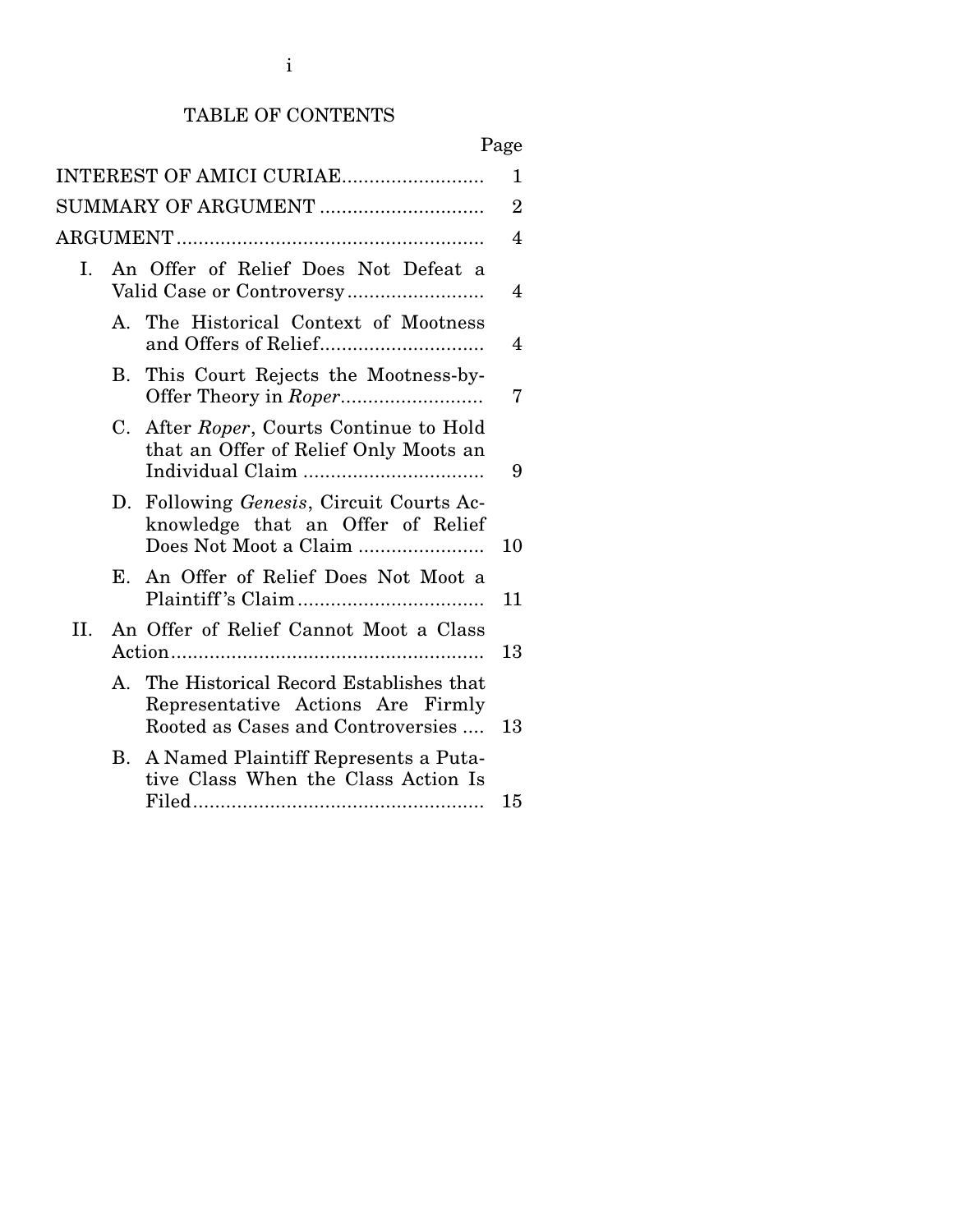# TABLE OF CONTENTS

| | Page |
|---|---|
| INTEREST OF AMICI CURIAE | 1 |
| SUMMARY OF ARGUMENT | 2 |
| ARGUMENT | 4 |
| I. An Offer of Relief Does Not Defeat a Valid Case or Controversy | 4 |
| A. The Historical Context of Mootness and Offers of Relief | 4 |
| B. This Court Rejects the Mootness-by-Offer Theory in *Roper* | 7 |
| C. After *Roper*, Courts Continue to Hold that an Offer of Relief Only Moots an Individual Claim | 9 |
| D. Following *Genesis*, Circuit Courts Acknowledge that an Offer of Relief Does Not Moot a Claim | 10 |
| E. An Offer of Relief Does Not Moot a Plaintiff's Claim | 11 |
| II. An Offer of Relief Cannot Moot a Class Action | 13 |
| A. The Historical Record Establishes that Representative Actions Are Firmly Rooted as Cases and Controversies | 13 |
| B. A Named Plaintiff Represents a Putative Class When the Class Action Is Filed | 15 |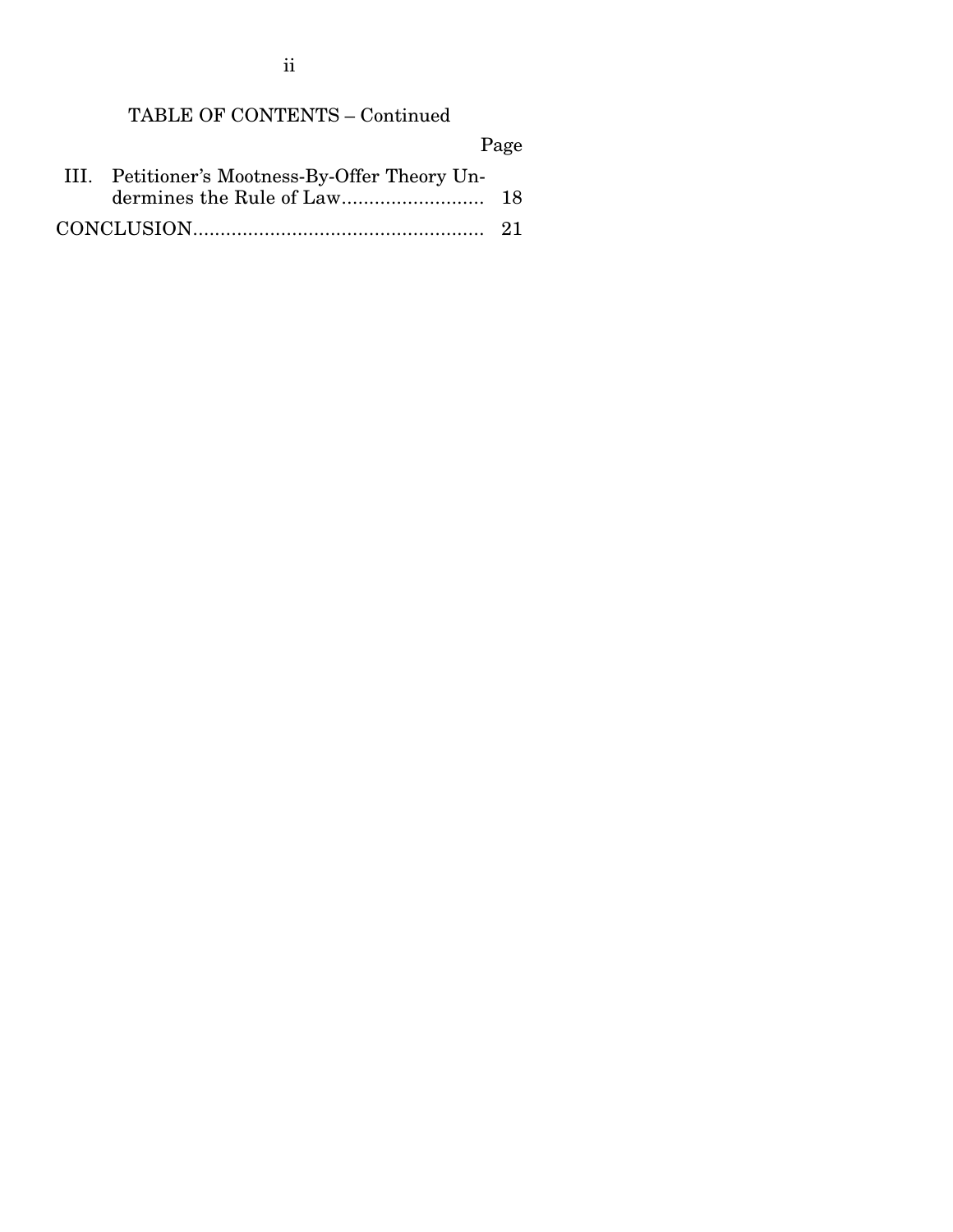## TABLE OF CONTENTS – Continued

| | Page |
|---|---|
| III. Petitioner's Mootness-By-Offer Theory Undermines the Rule of Law | 18 |
| CONCLUSION | 21 |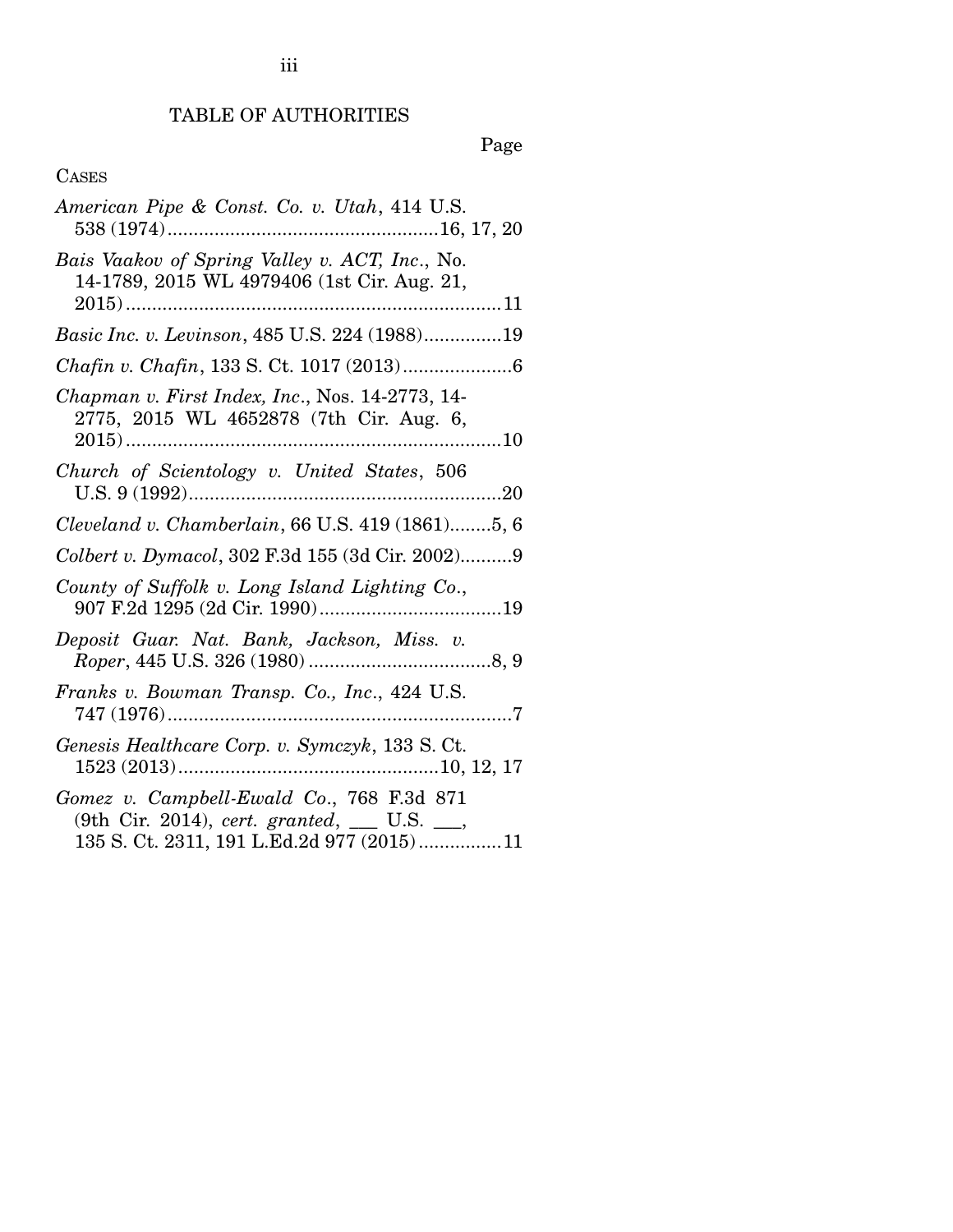## TABLE OF AUTHORITIES

Page

CASES

*American Pipe & Const. Co. v. Utah*, 414 U.S. 538 (1974)....................................................16, 17, 20

*Bais Vaakov of Spring Valley v. ACT, Inc.*, No. 14-1789, 2015 WL 4979406 (1st Cir. Aug. 21, 2015).........................................................................11

*Basic Inc. v. Levinson*, 485 U.S. 224 (1988)...............19

*Chafin v. Chafin*, 133 S. Ct. 1017 (2013).....................6

*Chapman v. First Index, Inc.*, Nos. 14-2773, 14-2775, 2015 WL 4652878 (7th Cir. Aug. 6, 2015).........................................................................10

*Church of Scientology v. United States*, 506 U.S. 9 (1992).............................................................20

*Cleveland v. Chamberlain*, 66 U.S. 419 (1861)........5, 6

*Colbert v. Dymacol*, 302 F.3d 155 (3d Cir. 2002)..........9

*County of Suffolk v. Long Island Lighting Co.*, 907 F.2d 1295 (2d Cir. 1990)...................................19

*Deposit Guar. Nat. Bank, Jackson, Miss. v. Roper*, 445 U.S. 326 (1980)...................................8, 9

*Franks v. Bowman Transp. Co., Inc.*, 424 U.S. 747 (1976)..................................................................7

*Genesis Healthcare Corp. v. Symczyk*, 133 S. Ct. 1523 (2013)..................................................10, 12, 17

*Gomez v. Campbell-Ewald Co.*, 768 F.3d 871 (9th Cir. 2014), *cert. granted*, ___ U.S. ___, 135 S. Ct. 2311, 191 L.Ed.2d 977 (2015)................11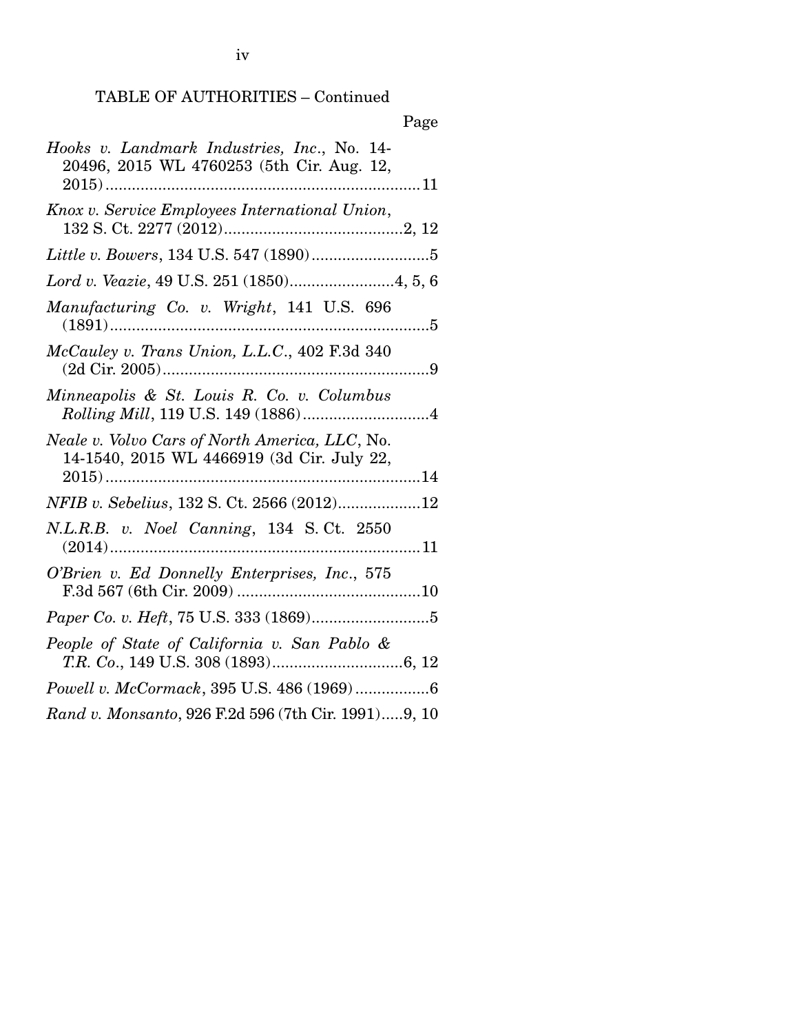TABLE OF AUTHORITIES – Continued

Page

*Hooks v. Landmark Industries, Inc.*, No. 14-20496, 2015 WL 4760253 (5th Cir. Aug. 12, 2015) .......................................................................11

*Knox v. Service Employees International Union*, 132 S. Ct. 2277 (2012).........................................2, 12

*Little v. Bowers*, 134 U.S. 547 (1890)...........................5

*Lord v. Veazie*, 49 U.S. 251 (1850)........................4, 5, 6

*Manufacturing Co. v. Wright*, 141 U.S. 696 (1891).........................................................................5

*McCauley v. Trans Union, L.L.C.*, 402 F.3d 340 (2d Cir. 2005).............................................................9

*Minneapolis & St. Louis R. Co. v. Columbus Rolling Mill*, 119 U.S. 149 (1886)............................4

*Neale v. Volvo Cars of North America, LLC*, No. 14-1540, 2015 WL 4466919 (3d Cir. July 22, 2015).......................................................................14

*NFIB v. Sebelius*, 132 S. Ct. 2566 (2012)...................12

*N.L.R.B. v. Noel Canning*, 134 S. Ct. 2550 (2014).......................................................................11

*O'Brien v. Ed Donnelly Enterprises, Inc.*, 575 F.3d 567 (6th Cir. 2009) ..........................................10

*Paper Co. v. Heft*, 75 U.S. 333 (1869)...........................5

*People of State of California v. San Pablo & T.R. Co.*, 149 U.S. 308 (1893).............................6, 12

*Powell v. McCormack*, 395 U.S. 486 (1969) .................6

*Rand v. Monsanto*, 926 F.2d 596 (7th Cir. 1991).....9, 10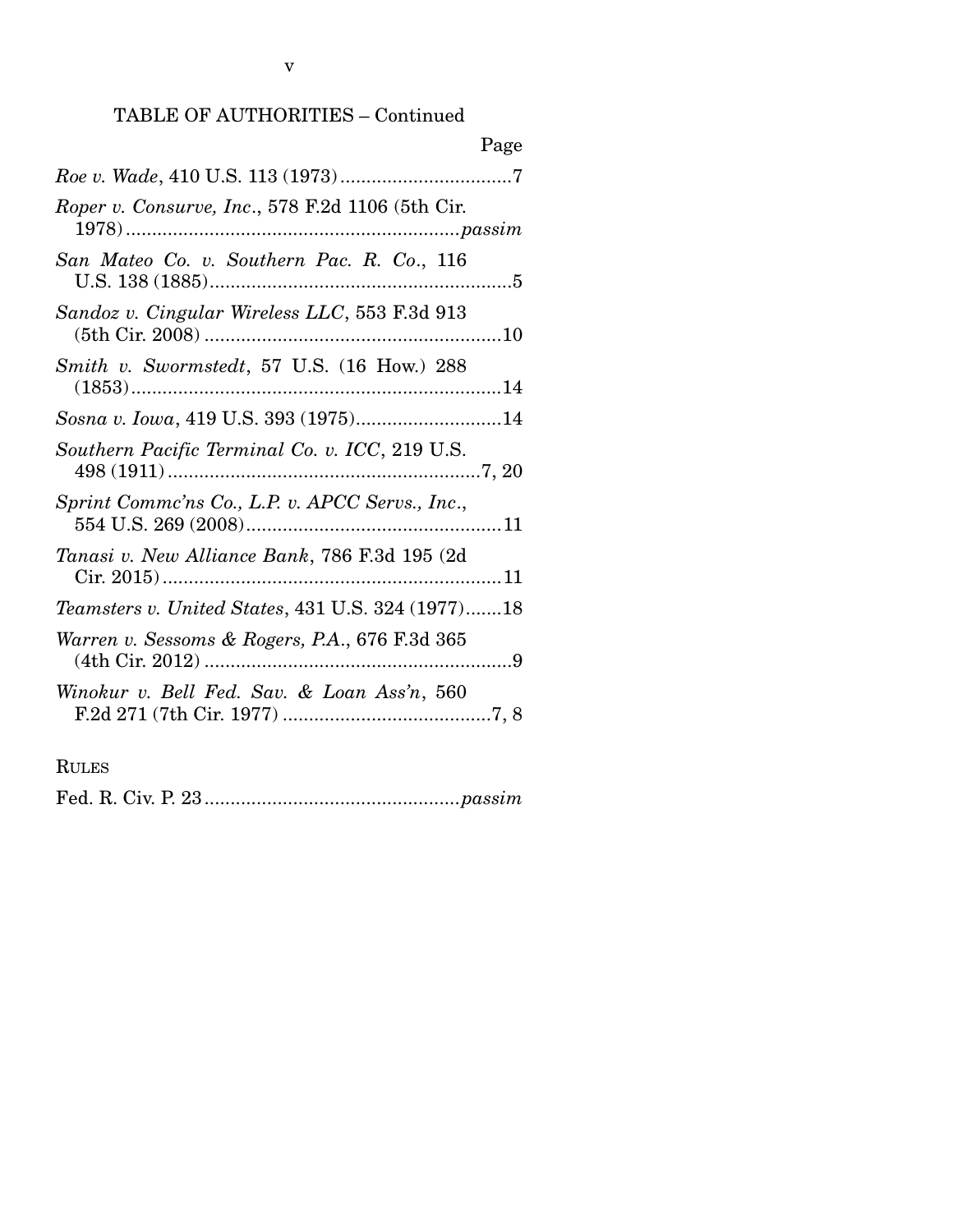TABLE OF AUTHORITIES – Continued

Page

*Roe v. Wade*, 410 U.S. 113 (1973) .................................7

*Roper v. Consurve, Inc*., 578 F.2d 1106 (5th Cir. 1978) ............................................................... *passim*

*San Mateo Co. v. Southern Pac. R. Co*., 116 U.S. 138 (1885) .........................................................5

*Sandoz v. Cingular Wireless LLC*, 553 F.3d 913 (5th Cir. 2008) ........................................................10

*Smith v. Swormstedt*, 57 U.S. (16 How.) 288 (1853) ......................................................................14

*Sosna v. Iowa*, 419 U.S. 393 (1975) ............................14

*Southern Pacific Terminal Co. v. ICC*, 219 U.S. 498 (1911) ...........................................................7, 20

*Sprint Commc'ns Co., L.P. v. APCC Servs., Inc*., 554 U.S. 269 (2008) .................................................11

*Tanasi v. New Alliance Bank*, 786 F.3d 195 (2d Cir. 2015) ................................................................11

*Teamsters v. United States*, 431 U.S. 324 (1977) .......18

*Warren v. Sessoms & Rogers, P.A*., 676 F.3d 365 (4th Cir. 2012) ...........................................................9

*Winokur v. Bell Fed. Sav. & Loan Ass'n*, 560 F.2d 271 (7th Cir. 1977) ........................................7, 8

RULES

Fed. R. Civ. P. 23 ................................................ *passim*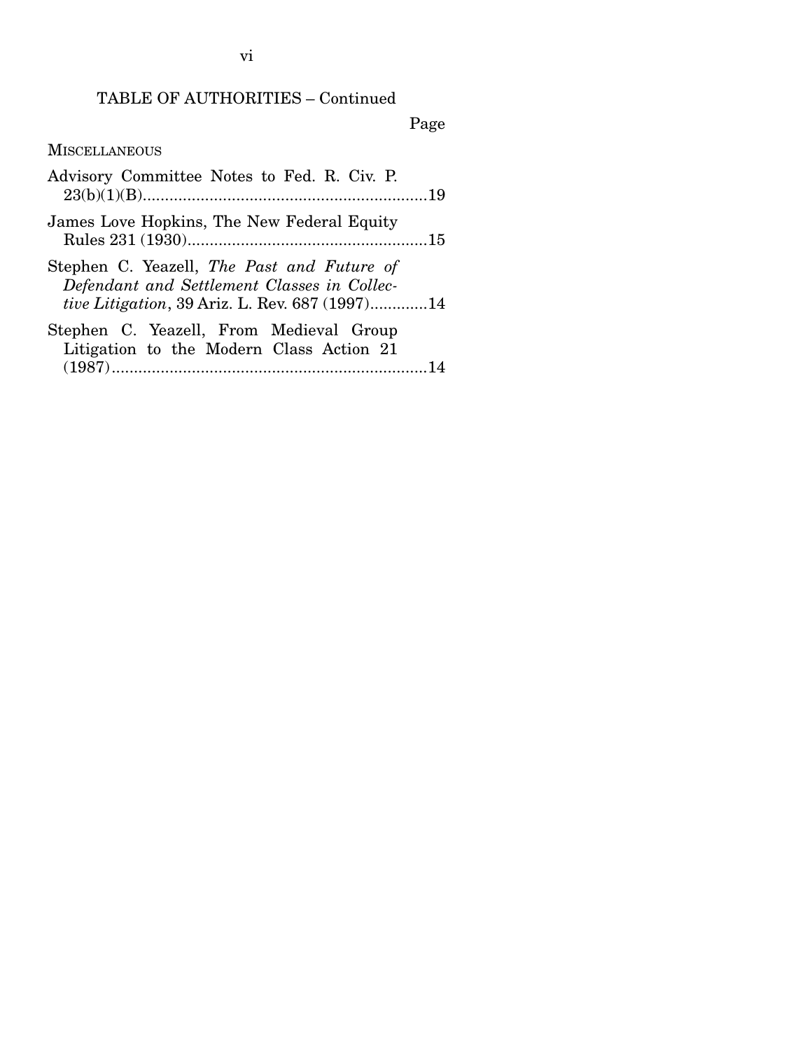TABLE OF AUTHORITIES – Continued

Page

MISCELLANEOUS

Advisory Committee Notes to Fed. R. Civ. P. 23(b)(1)(B) ....19

James Love Hopkins, The New Federal Equity Rules 231 (1930) ....15

Stephen C. Yeazell, *The Past and Future of Defendant and Settlement Classes in Collective Litigation*, 39 Ariz. L. Rev. 687 (1997) ....14

Stephen C. Yeazell, From Medieval Group Litigation to the Modern Class Action 21 (1987) ....14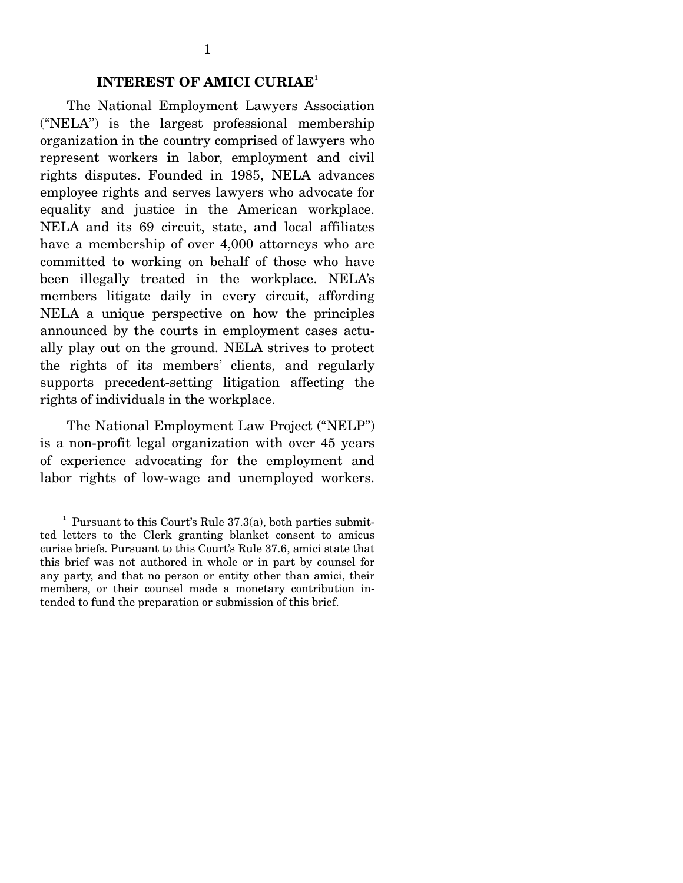## INTEREST OF AMICI CURIAE[1]

The National Employment Lawyers Association ("NELA") is the largest professional membership organization in the country comprised of lawyers who represent workers in labor, employment and civil rights disputes. Founded in 1985, NELA advances employee rights and serves lawyers who advocate for equality and justice in the American workplace. NELA and its 69 circuit, state, and local affiliates have a membership of over 4,000 attorneys who are committed to working on behalf of those who have been illegally treated in the workplace. NELA's members litigate daily in every circuit, affording NELA a unique perspective on how the principles announced by the courts in employment cases actually play out on the ground. NELA strives to protect the rights of its members' clients, and regularly supports precedent-setting litigation affecting the rights of individuals in the workplace.

The National Employment Law Project ("NELP") is a non-profit legal organization with over 45 years of experience advocating for the employment and labor rights of low-wage and unemployed workers.

---

[1] Pursuant to this Court's Rule 37.3(a), both parties submitted letters to the Clerk granting blanket consent to amicus curiae briefs. Pursuant to this Court's Rule 37.6, amici state that this brief was not authored in whole or in part by counsel for any party, and that no person or entity other than amici, their members, or their counsel made a monetary contribution intended to fund the preparation or submission of this brief.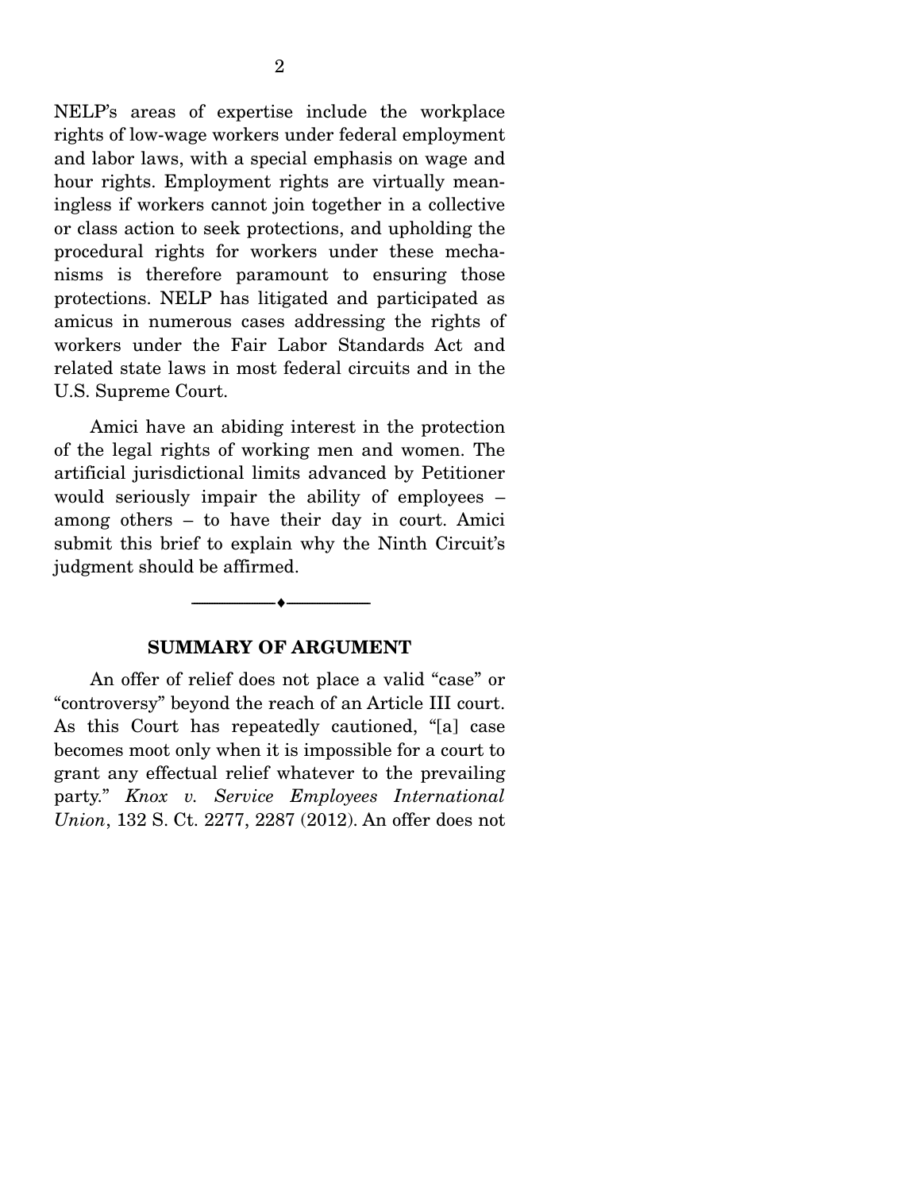NELP's areas of expertise include the workplace rights of low-wage workers under federal employment and labor laws, with a special emphasis on wage and hour rights. Employment rights are virtually meaningless if workers cannot join together in a collective or class action to seek protections, and upholding the procedural rights for workers under these mechanisms is therefore paramount to ensuring those protections. NELP has litigated and participated as amicus in numerous cases addressing the rights of workers under the Fair Labor Standards Act and related state laws in most federal circuits and in the U.S. Supreme Court.

Amici have an abiding interest in the protection of the legal rights of working men and women. The artificial jurisdictional limits advanced by Petitioner would seriously impair the ability of employees – among others – to have their day in court. Amici submit this brief to explain why the Ninth Circuit's judgment should be affirmed.

---

## SUMMARY OF ARGUMENT

An offer of relief does not place a valid "case" or "controversy" beyond the reach of an Article III court. As this Court has repeatedly cautioned, "[a] case becomes moot only when it is impossible for a court to grant any effectual relief whatever to the prevailing party." *Knox v. Service Employees International Union*, 132 S. Ct. 2277, 2287 (2012). An offer does not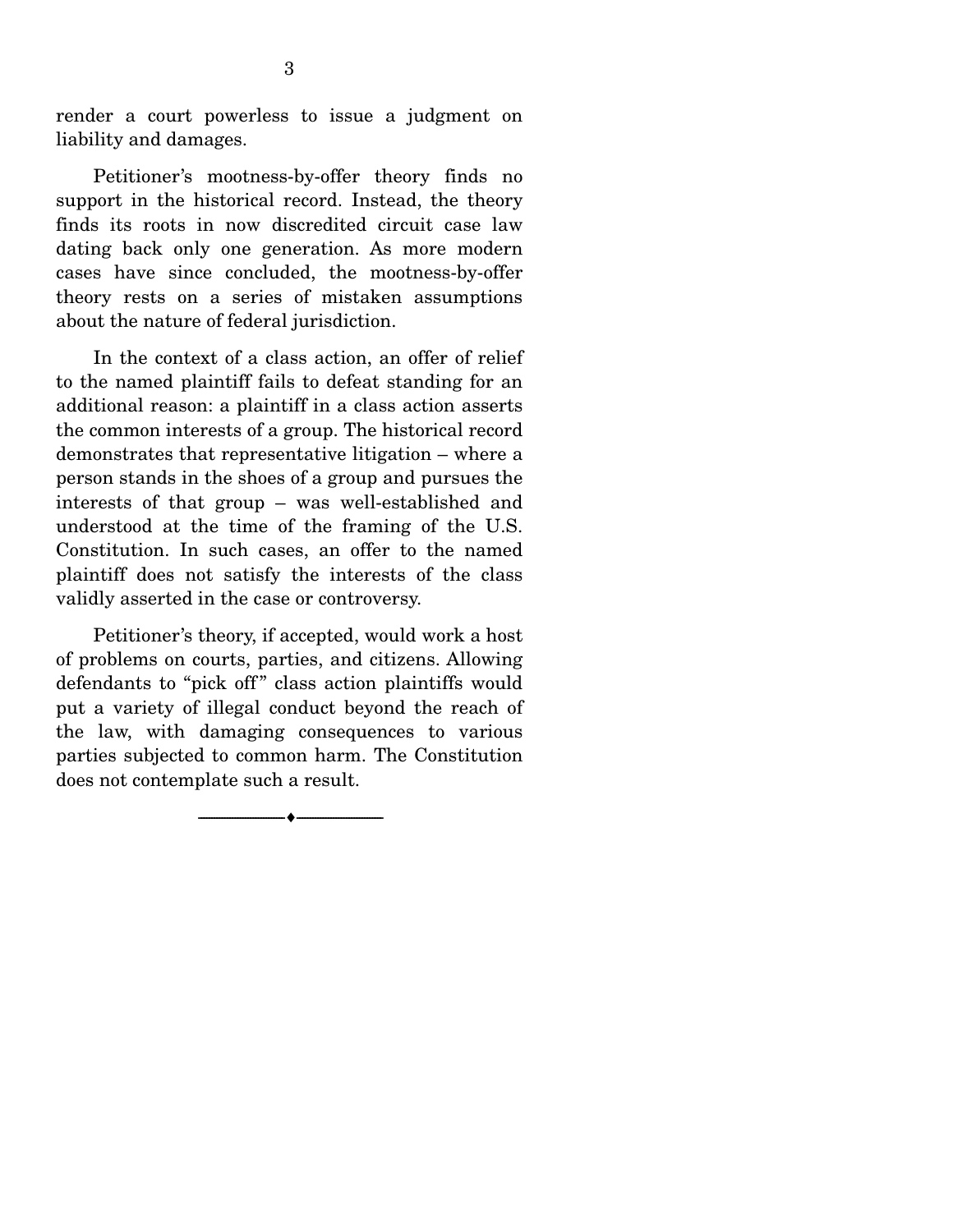render a court powerless to issue a judgment on liability and damages.

Petitioner's mootness-by-offer theory finds no support in the historical record. Instead, the theory finds its roots in now discredited circuit case law dating back only one generation. As more modern cases have since concluded, the mootness-by-offer theory rests on a series of mistaken assumptions about the nature of federal jurisdiction.

In the context of a class action, an offer of relief to the named plaintiff fails to defeat standing for an additional reason: a plaintiff in a class action asserts the common interests of a group. The historical record demonstrates that representative litigation – where a person stands in the shoes of a group and pursues the interests of that group – was well-established and understood at the time of the framing of the U.S. Constitution. In such cases, an offer to the named plaintiff does not satisfy the interests of the class validly asserted in the case or controversy.

Petitioner's theory, if accepted, would work a host of problems on courts, parties, and citizens. Allowing defendants to "pick off" class action plaintiffs would put a variety of illegal conduct beyond the reach of the law, with damaging consequences to various parties subjected to common harm. The Constitution does not contemplate such a result.

---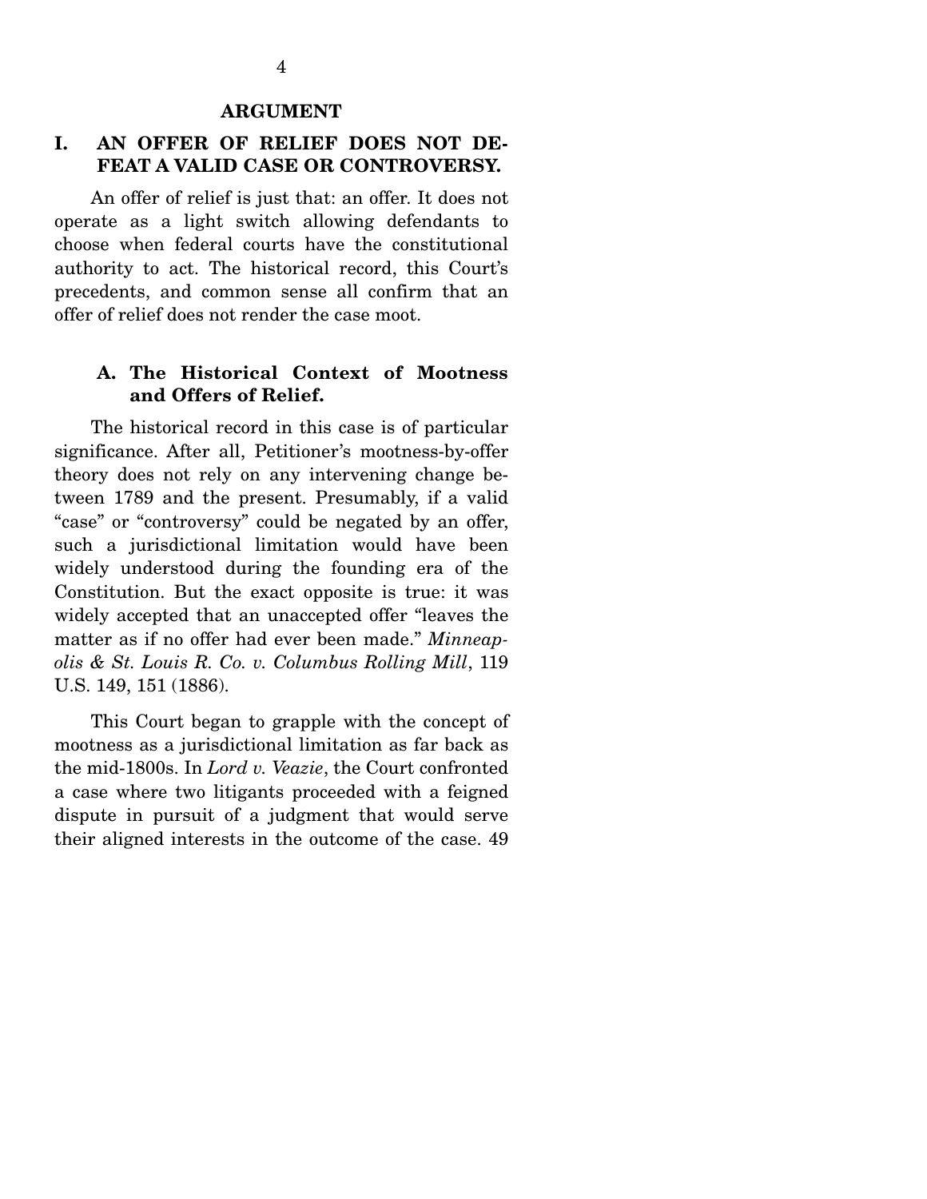## ARGUMENT

### I. AN OFFER OF RELIEF DOES NOT DEFEAT A VALID CASE OR CONTROVERSY.

An offer of relief is just that: an offer. It does not operate as a light switch allowing defendants to choose when federal courts have the constitutional authority to act. The historical record, this Court's precedents, and common sense all confirm that an offer of relief does not render the case moot.

#### A. The Historical Context of Mootness and Offers of Relief.

The historical record in this case is of particular significance. After all, Petitioner's mootness-by-offer theory does not rely on any intervening change between 1789 and the present. Presumably, if a valid "case" or "controversy" could be negated by an offer, such a jurisdictional limitation would have been widely understood during the founding era of the Constitution. But the exact opposite is true: it was widely accepted that an unaccepted offer "leaves the matter as if no offer had ever been made." *Minneapolis & St. Louis R. Co. v. Columbus Rolling Mill*, 119 U.S. 149, 151 (1886).

This Court began to grapple with the concept of mootness as a jurisdictional limitation as far back as the mid-1800s. In *Lord v. Veazie*, the Court confronted a case where two litigants proceeded with a feigned dispute in pursuit of a judgment that would serve their aligned interests in the outcome of the case. 49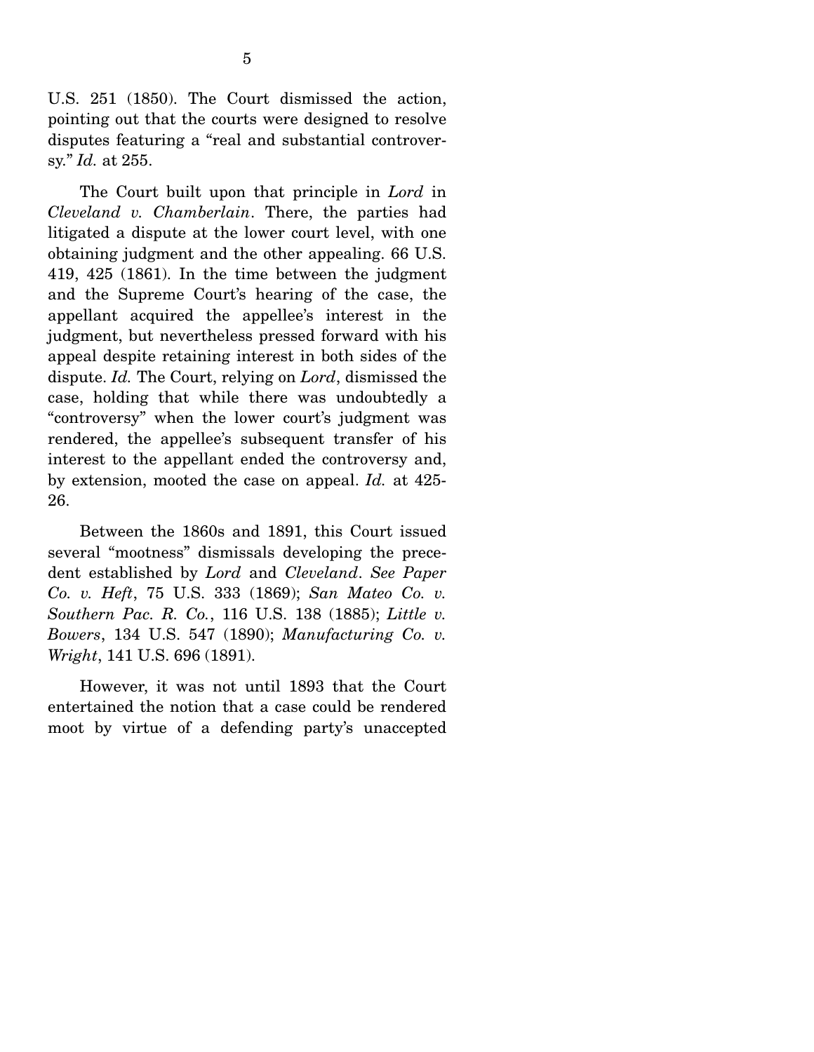U.S. 251 (1850). The Court dismissed the action, pointing out that the courts were designed to resolve disputes featuring a "real and substantial controversy." *Id.* at 255.

The Court built upon that principle in *Lord* in *Cleveland v. Chamberlain*. There, the parties had litigated a dispute at the lower court level, with one obtaining judgment and the other appealing. 66 U.S. 419, 425 (1861). In the time between the judgment and the Supreme Court's hearing of the case, the appellant acquired the appellee's interest in the judgment, but nevertheless pressed forward with his appeal despite retaining interest in both sides of the dispute. *Id.* The Court, relying on *Lord*, dismissed the case, holding that while there was undoubtedly a "controversy" when the lower court's judgment was rendered, the appellee's subsequent transfer of his interest to the appellant ended the controversy and, by extension, mooted the case on appeal. *Id.* at 425-26.

Between the 1860s and 1891, this Court issued several "mootness" dismissals developing the precedent established by *Lord* and *Cleveland*. *See Paper Co. v. Heft*, 75 U.S. 333 (1869); *San Mateo Co. v. Southern Pac. R. Co.*, 116 U.S. 138 (1885); *Little v. Bowers*, 134 U.S. 547 (1890); *Manufacturing Co. v. Wright*, 141 U.S. 696 (1891).

However, it was not until 1893 that the Court entertained the notion that a case could be rendered moot by virtue of a defending party's unaccepted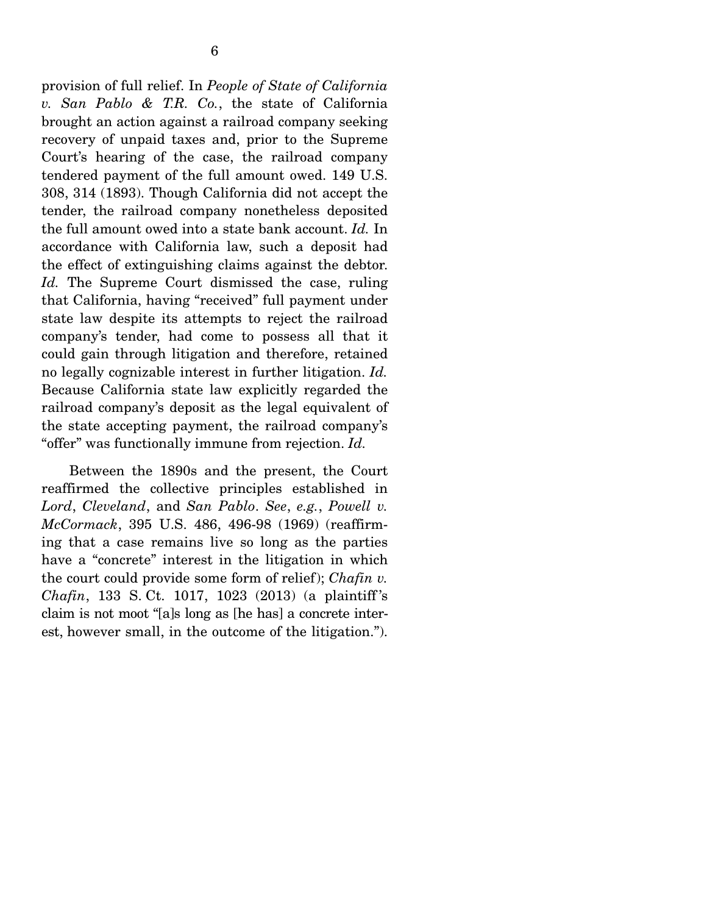provision of full relief. In *People of State of California v. San Pablo & T.R. Co.*, the state of California brought an action against a railroad company seeking recovery of unpaid taxes and, prior to the Supreme Court's hearing of the case, the railroad company tendered payment of the full amount owed. 149 U.S. 308, 314 (1893). Though California did not accept the tender, the railroad company nonetheless deposited the full amount owed into a state bank account. *Id.* In accordance with California law, such a deposit had the effect of extinguishing claims against the debtor. *Id.* The Supreme Court dismissed the case, ruling that California, having "received" full payment under state law despite its attempts to reject the railroad company's tender, had come to possess all that it could gain through litigation and therefore, retained no legally cognizable interest in further litigation. *Id.* Because California state law explicitly regarded the railroad company's deposit as the legal equivalent of the state accepting payment, the railroad company's "offer" was functionally immune from rejection. *Id.*

Between the 1890s and the present, the Court reaffirmed the collective principles established in *Lord*, *Cleveland*, and *San Pablo*. *See*, *e.g.*, *Powell v. McCormack*, 395 U.S. 486, 496-98 (1969) (reaffirming that a case remains live so long as the parties have a "concrete" interest in the litigation in which the court could provide some form of relief); *Chafin v. Chafin*, 133 S. Ct. 1017, 1023 (2013) (a plaintiff's claim is not moot "[a]s long as [he has] a concrete interest, however small, in the outcome of the litigation.").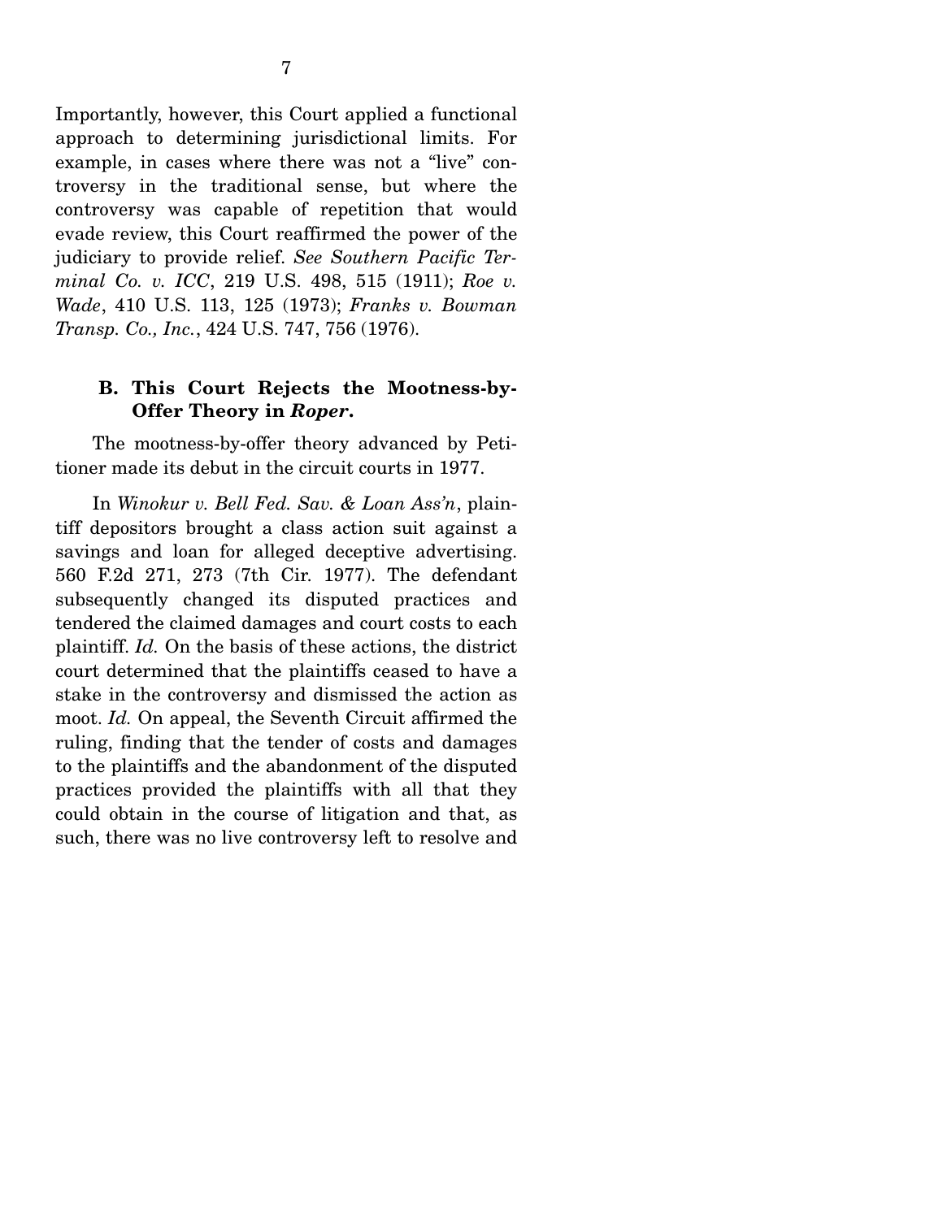Importantly, however, this Court applied a functional approach to determining jurisdictional limits. For example, in cases where there was not a "live" controversy in the traditional sense, but where the controversy was capable of repetition that would evade review, this Court reaffirmed the power of the judiciary to provide relief. *See Southern Pacific Terminal Co. v. ICC*, 219 U.S. 498, 515 (1911); *Roe v. Wade*, 410 U.S. 113, 125 (1973); *Franks v. Bowman Transp. Co., Inc.*, 424 U.S. 747, 756 (1976).

### B. This Court Rejects the Mootness-by-Offer Theory in *Roper*.

The mootness-by-offer theory advanced by Petitioner made its debut in the circuit courts in 1977.

In *Winokur v. Bell Fed. Sav. & Loan Ass'n*, plaintiff depositors brought a class action suit against a savings and loan for alleged deceptive advertising. 560 F.2d 271, 273 (7th Cir. 1977). The defendant subsequently changed its disputed practices and tendered the claimed damages and court costs to each plaintiff. *Id.* On the basis of these actions, the district court determined that the plaintiffs ceased to have a stake in the controversy and dismissed the action as moot. *Id.* On appeal, the Seventh Circuit affirmed the ruling, finding that the tender of costs and damages to the plaintiffs and the abandonment of the disputed practices provided the plaintiffs with all that they could obtain in the course of litigation and that, as such, there was no live controversy left to resolve and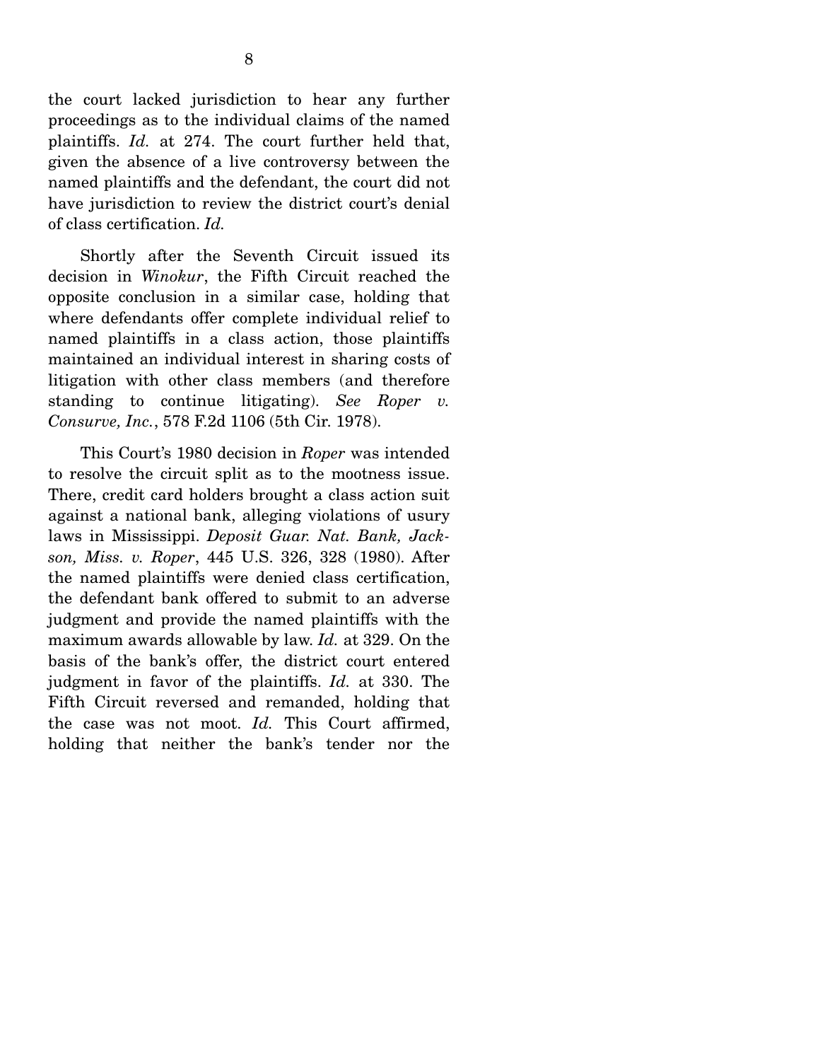the court lacked jurisdiction to hear any further proceedings as to the individual claims of the named plaintiffs. *Id.* at 274. The court further held that, given the absence of a live controversy between the named plaintiffs and the defendant, the court did not have jurisdiction to review the district court's denial of class certification. *Id.*

Shortly after the Seventh Circuit issued its decision in *Winokur*, the Fifth Circuit reached the opposite conclusion in a similar case, holding that where defendants offer complete individual relief to named plaintiffs in a class action, those plaintiffs maintained an individual interest in sharing costs of litigation with other class members (and therefore standing to continue litigating). *See Roper v. Consurve, Inc.*, 578 F.2d 1106 (5th Cir. 1978).

This Court's 1980 decision in *Roper* was intended to resolve the circuit split as to the mootness issue. There, credit card holders brought a class action suit against a national bank, alleging violations of usury laws in Mississippi. *Deposit Guar. Nat. Bank, Jackson, Miss. v. Roper*, 445 U.S. 326, 328 (1980). After the named plaintiffs were denied class certification, the defendant bank offered to submit to an adverse judgment and provide the named plaintiffs with the maximum awards allowable by law. *Id.* at 329. On the basis of the bank's offer, the district court entered judgment in favor of the plaintiffs. *Id.* at 330. The Fifth Circuit reversed and remanded, holding that the case was not moot. *Id.* This Court affirmed, holding that neither the bank's tender nor the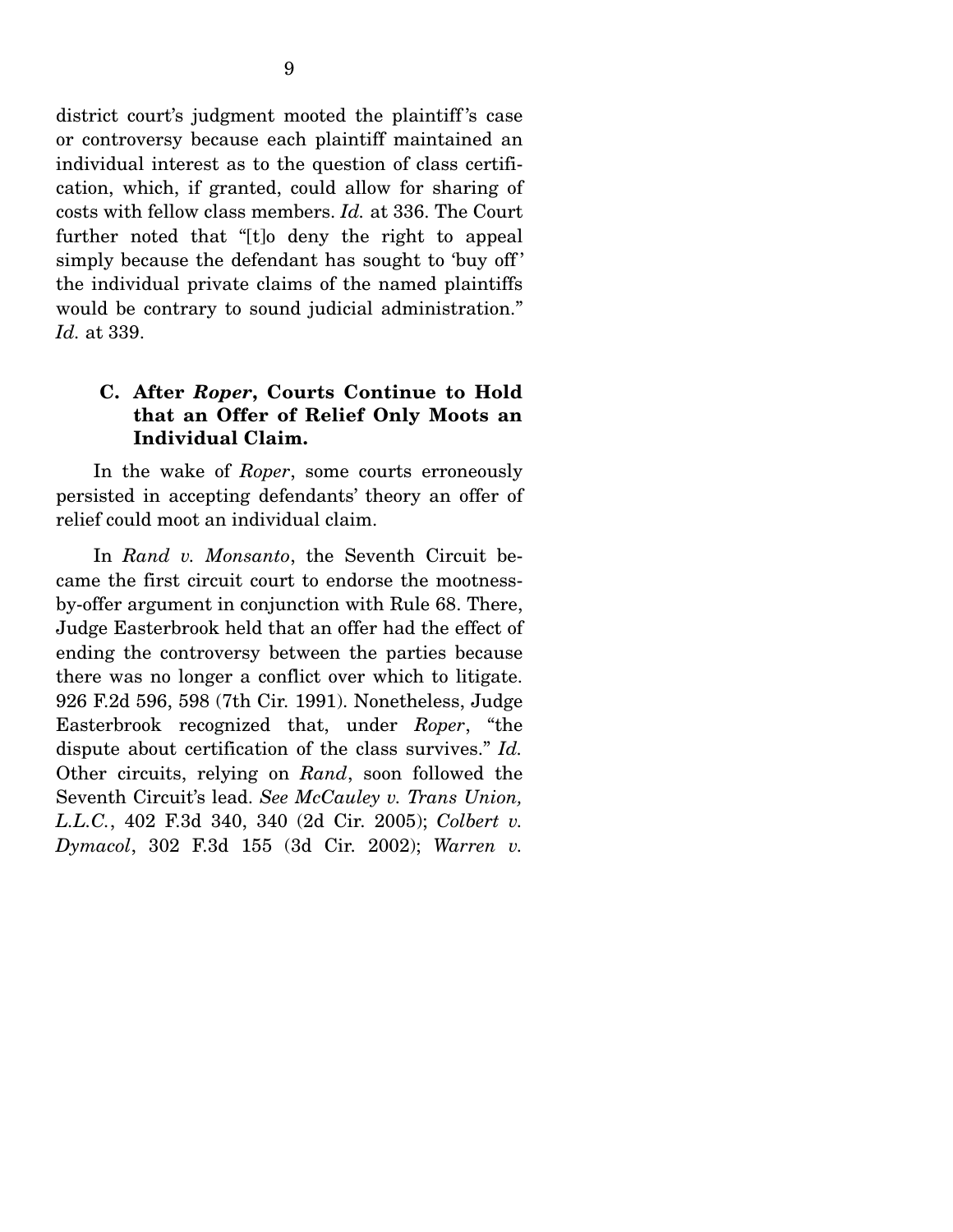district court's judgment mooted the plaintiff's case or controversy because each plaintiff maintained an individual interest as to the question of class certification, which, if granted, could allow for sharing of costs with fellow class members. *Id.* at 336. The Court further noted that "[t]o deny the right to appeal simply because the defendant has sought to 'buy off' the individual private claims of the named plaintiffs would be contrary to sound judicial administration." *Id.* at 339.

### C. After *Roper*, Courts Continue to Hold that an Offer of Relief Only Moots an Individual Claim.

In the wake of *Roper*, some courts erroneously persisted in accepting defendants' theory an offer of relief could moot an individual claim.

In *Rand v. Monsanto*, the Seventh Circuit became the first circuit court to endorse the mootness-by-offer argument in conjunction with Rule 68. There, Judge Easterbrook held that an offer had the effect of ending the controversy between the parties because there was no longer a conflict over which to litigate. 926 F.2d 596, 598 (7th Cir. 1991). Nonetheless, Judge Easterbrook recognized that, under *Roper*, "the dispute about certification of the class survives." *Id.* Other circuits, relying on *Rand*, soon followed the Seventh Circuit's lead. *See McCauley v. Trans Union, L.L.C.*, 402 F.3d 340, 340 (2d Cir. 2005); *Colbert v. Dymacol*, 302 F.3d 155 (3d Cir. 2002); *Warren v.*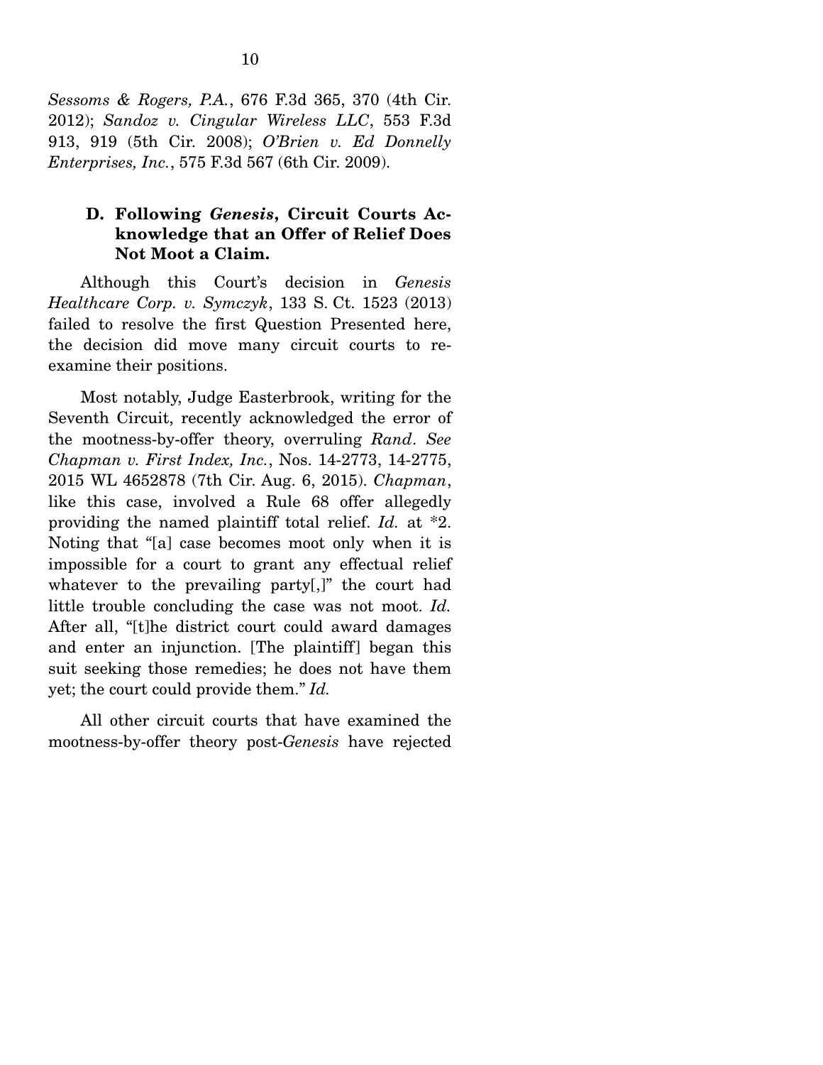*Sessoms & Rogers, P.A.*, 676 F.3d 365, 370 (4th Cir. 2012); *Sandoz v. Cingular Wireless LLC*, 553 F.3d 913, 919 (5th Cir. 2008); *O'Brien v. Ed Donnelly Enterprises, Inc.*, 575 F.3d 567 (6th Cir. 2009).

### D. Following *Genesis*, Circuit Courts Acknowledge that an Offer of Relief Does Not Moot a Claim.

Although this Court's decision in *Genesis Healthcare Corp. v. Symczyk*, 133 S. Ct. 1523 (2013) failed to resolve the first Question Presented here, the decision did move many circuit courts to reexamine their positions.

Most notably, Judge Easterbrook, writing for the Seventh Circuit, recently acknowledged the error of the mootness-by-offer theory, overruling *Rand*. *See Chapman v. First Index, Inc.*, Nos. 14-2773, 14-2775, 2015 WL 4652878 (7th Cir. Aug. 6, 2015). *Chapman*, like this case, involved a Rule 68 offer allegedly providing the named plaintiff total relief. *Id.* at *2. Noting that "[a] case becomes moot only when it is impossible for a court to grant any effectual relief whatever to the prevailing party[,]" the court had little trouble concluding the case was not moot. *Id.* After all, "[t]he district court could award damages and enter an injunction. [The plaintiff] began this suit seeking those remedies; he does not have them yet; the court could provide them." *Id.*

All other circuit courts that have examined the mootness-by-offer theory post-*Genesis* have rejected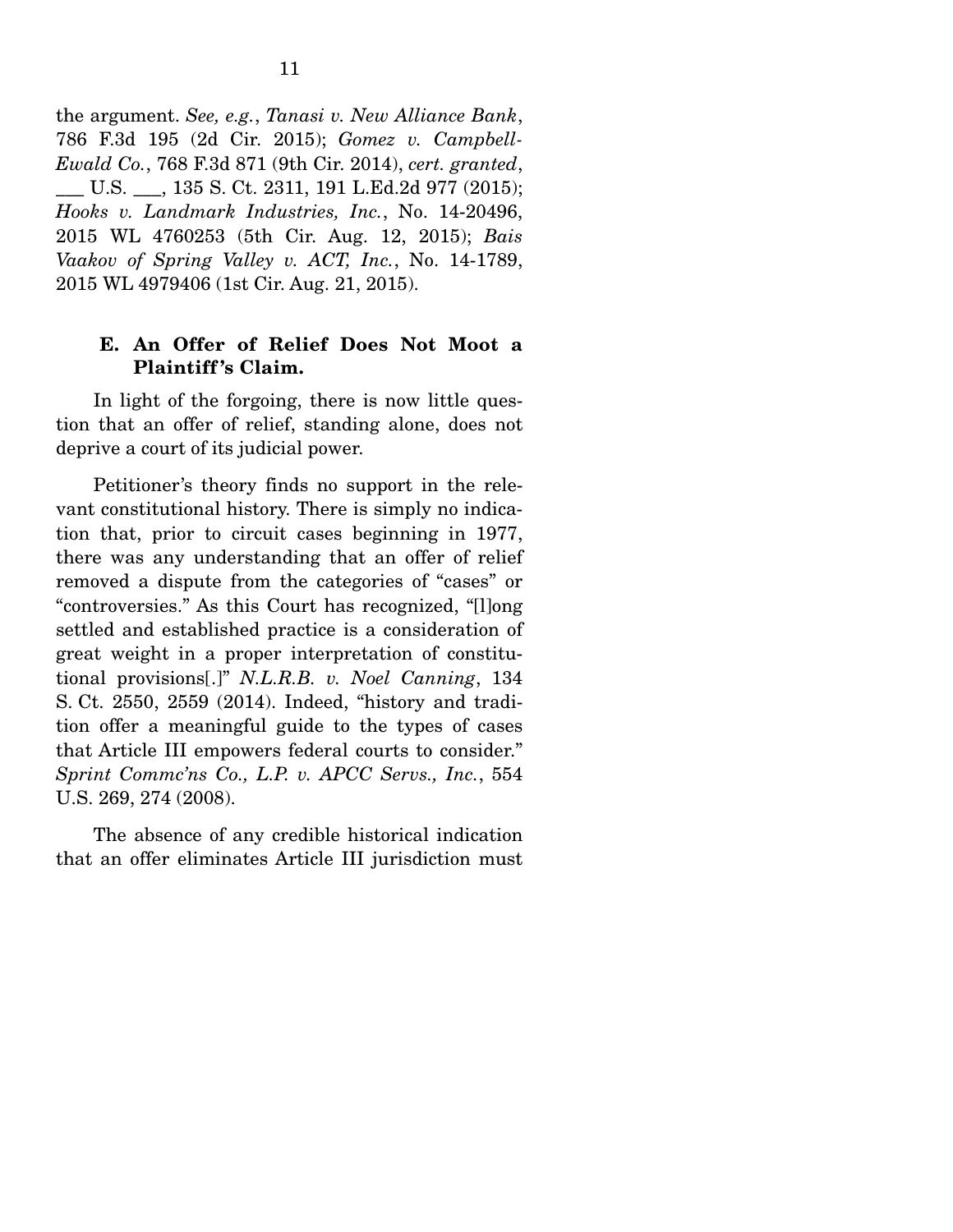the argument. *See, e.g.*, *Tanasi v. New Alliance Bank*, 786 F.3d 195 (2d Cir. 2015); *Gomez v. Campbell-Ewald Co.*, 768 F.3d 871 (9th Cir. 2014), *cert. granted*, ___ U.S. ___, 135 S. Ct. 2311, 191 L.Ed.2d 977 (2015); *Hooks v. Landmark Industries, Inc.*, No. 14-20496, 2015 WL 4760253 (5th Cir. Aug. 12, 2015); *Bais Vaakov of Spring Valley v. ACT, Inc.*, No. 14-1789, 2015 WL 4979406 (1st Cir. Aug. 21, 2015).

### E. An Offer of Relief Does Not Moot a Plaintiff's Claim.

In light of the forgoing, there is now little question that an offer of relief, standing alone, does not deprive a court of its judicial power.

Petitioner's theory finds no support in the relevant constitutional history. There is simply no indication that, prior to circuit cases beginning in 1977, there was any understanding that an offer of relief removed a dispute from the categories of "cases" or "controversies." As this Court has recognized, "[l]ong settled and established practice is a consideration of great weight in a proper interpretation of constitutional provisions[.]" *N.L.R.B. v. Noel Canning*, 134 S. Ct. 2550, 2559 (2014). Indeed, "history and tradition offer a meaningful guide to the types of cases that Article III empowers federal courts to consider." *Sprint Commc'ns Co., L.P. v. APCC Servs., Inc.*, 554 U.S. 269, 274 (2008).

The absence of any credible historical indication that an offer eliminates Article III jurisdiction must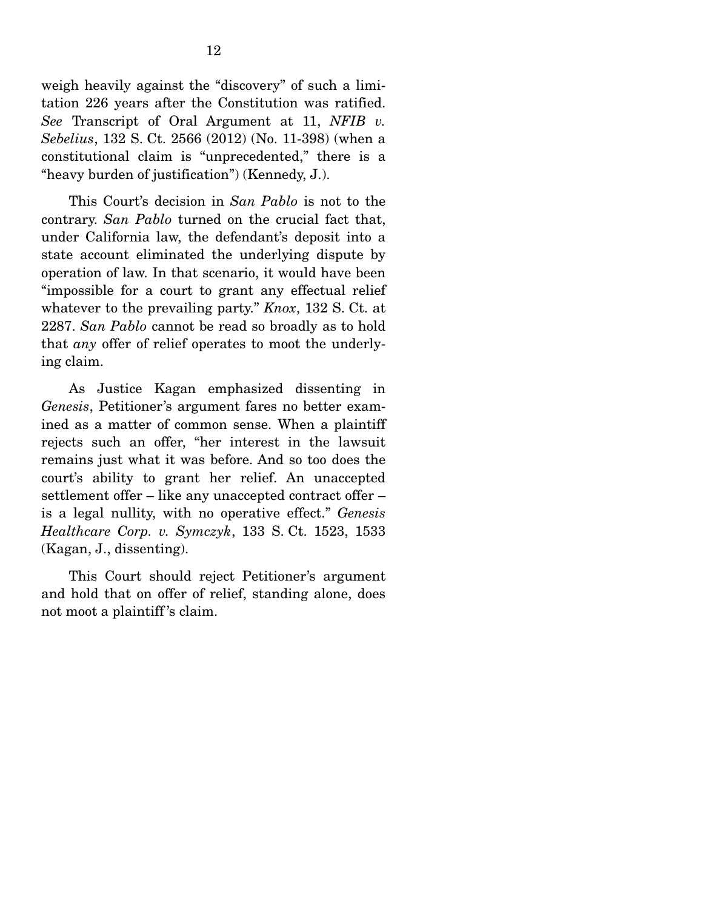weigh heavily against the "discovery" of such a limitation 226 years after the Constitution was ratified. *See* Transcript of Oral Argument at 11, *NFIB v. Sebelius*, 132 S. Ct. 2566 (2012) (No. 11-398) (when a constitutional claim is "unprecedented," there is a "heavy burden of justification") (Kennedy, J.).

This Court's decision in *San Pablo* is not to the contrary. *San Pablo* turned on the crucial fact that, under California law, the defendant's deposit into a state account eliminated the underlying dispute by operation of law. In that scenario, it would have been "impossible for a court to grant any effectual relief whatever to the prevailing party." *Knox*, 132 S. Ct. at 2287. *San Pablo* cannot be read so broadly as to hold that *any* offer of relief operates to moot the underlying claim.

As Justice Kagan emphasized dissenting in *Genesis*, Petitioner's argument fares no better examined as a matter of common sense. When a plaintiff rejects such an offer, "her interest in the lawsuit remains just what it was before. And so too does the court's ability to grant her relief. An unaccepted settlement offer – like any unaccepted contract offer – is a legal nullity, with no operative effect." *Genesis Healthcare Corp. v. Symczyk*, 133 S. Ct. 1523, 1533 (Kagan, J., dissenting).

This Court should reject Petitioner's argument and hold that on offer of relief, standing alone, does not moot a plaintiff's claim.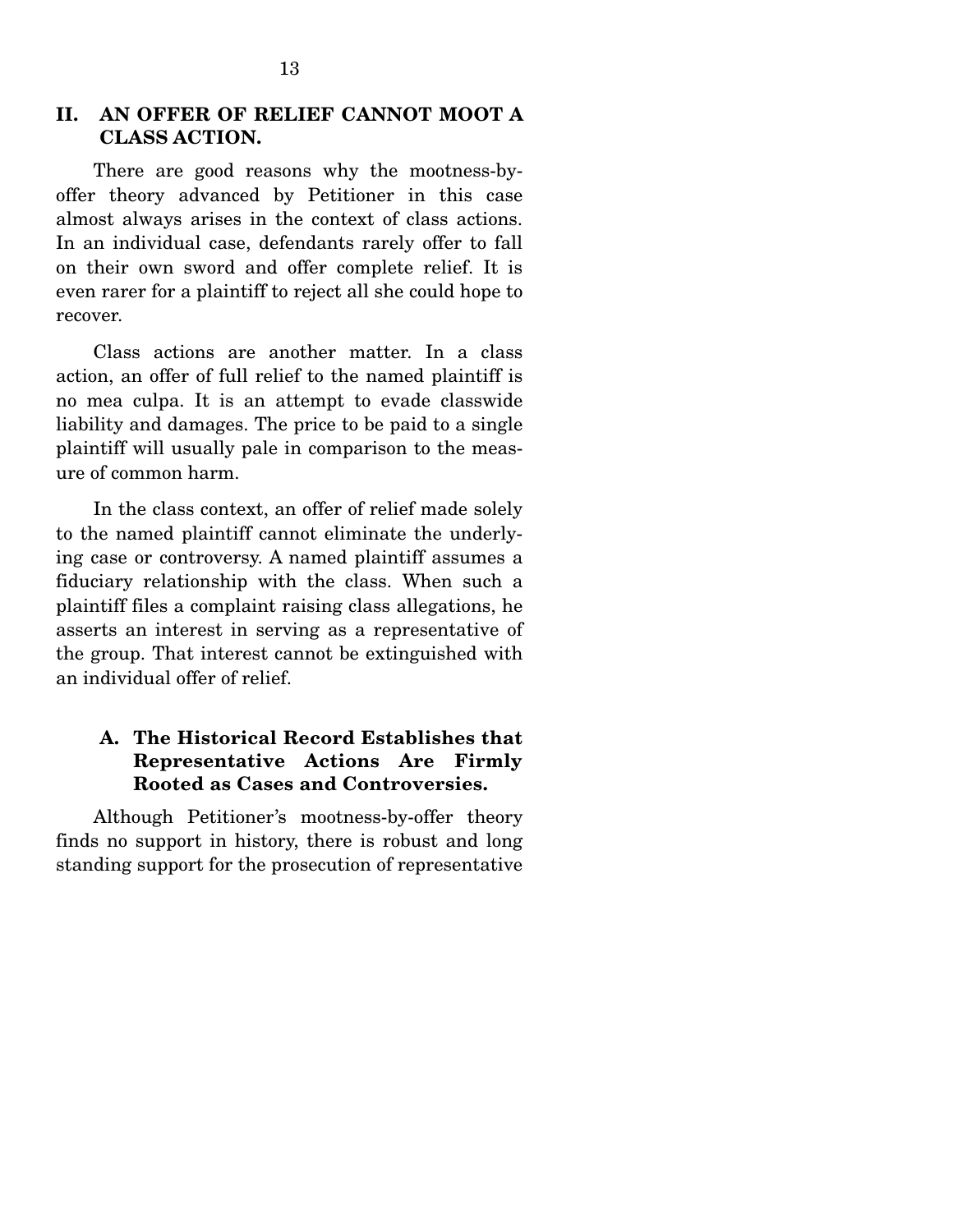## II. AN OFFER OF RELIEF CANNOT MOOT A CLASS ACTION.

There are good reasons why the mootness-by-offer theory advanced by Petitioner in this case almost always arises in the context of class actions. In an individual case, defendants rarely offer to fall on their own sword and offer complete relief. It is even rarer for a plaintiff to reject all she could hope to recover.

Class actions are another matter. In a class action, an offer of full relief to the named plaintiff is no mea culpa. It is an attempt to evade classwide liability and damages. The price to be paid to a single plaintiff will usually pale in comparison to the measure of common harm.

In the class context, an offer of relief made solely to the named plaintiff cannot eliminate the underlying case or controversy. A named plaintiff assumes a fiduciary relationship with the class. When such a plaintiff files a complaint raising class allegations, he asserts an interest in serving as a representative of the group. That interest cannot be extinguished with an individual offer of relief.

### A. The Historical Record Establishes that Representative Actions Are Firmly Rooted as Cases and Controversies.

Although Petitioner's mootness-by-offer theory finds no support in history, there is robust and long standing support for the prosecution of representative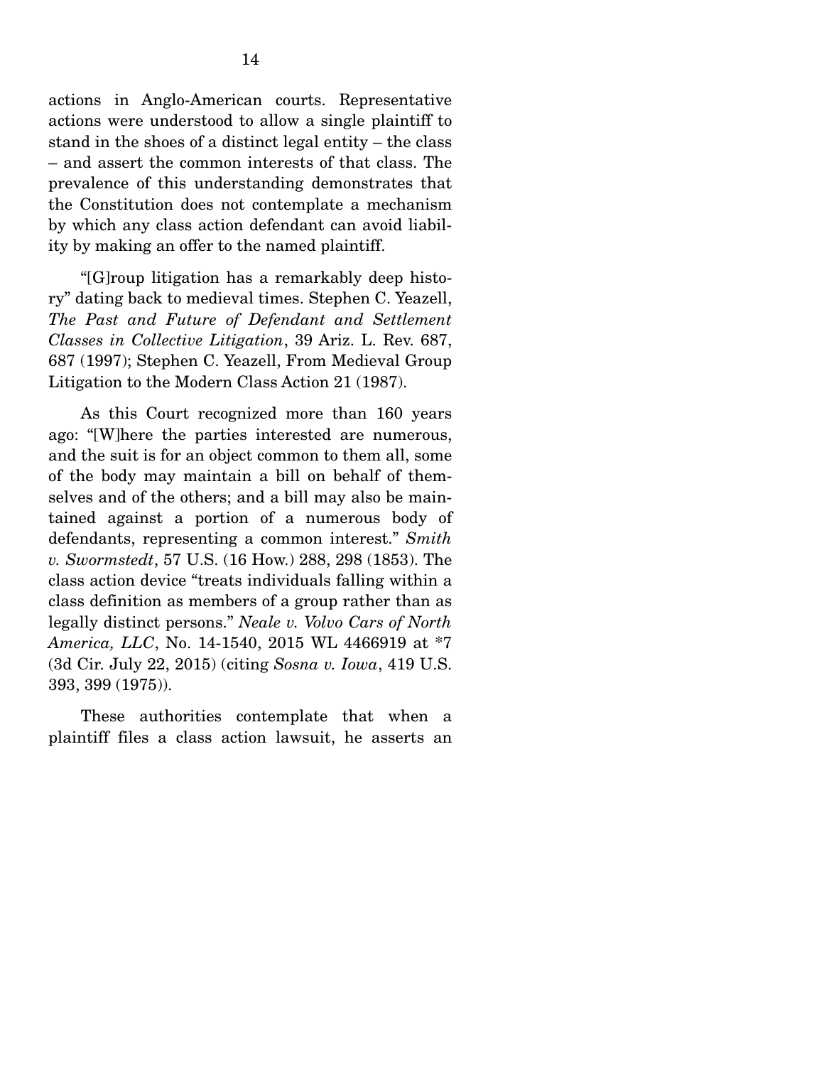actions in Anglo-American courts. Representative actions were understood to allow a single plaintiff to stand in the shoes of a distinct legal entity – the class – and assert the common interests of that class. The prevalence of this understanding demonstrates that the Constitution does not contemplate a mechanism by which any class action defendant can avoid liability by making an offer to the named plaintiff.

"[G]roup litigation has a remarkably deep history" dating back to medieval times. Stephen C. Yeazell, *The Past and Future of Defendant and Settlement Classes in Collective Litigation*, 39 Ariz. L. Rev. 687, 687 (1997); Stephen C. Yeazell, From Medieval Group Litigation to the Modern Class Action 21 (1987).

As this Court recognized more than 160 years ago: "[W]here the parties interested are numerous, and the suit is for an object common to them all, some of the body may maintain a bill on behalf of themselves and of the others; and a bill may also be maintained against a portion of a numerous body of defendants, representing a common interest." *Smith v. Swormstedt*, 57 U.S. (16 How.) 288, 298 (1853). The class action device "treats individuals falling within a class definition as members of a group rather than as legally distinct persons." *Neale v. Volvo Cars of North America, LLC*, No. 14-1540, 2015 WL 4466919 at *7 (3d Cir. July 22, 2015) (citing *Sosna v. Iowa*, 419 U.S. 393, 399 (1975)).

These authorities contemplate that when a plaintiff files a class action lawsuit, he asserts an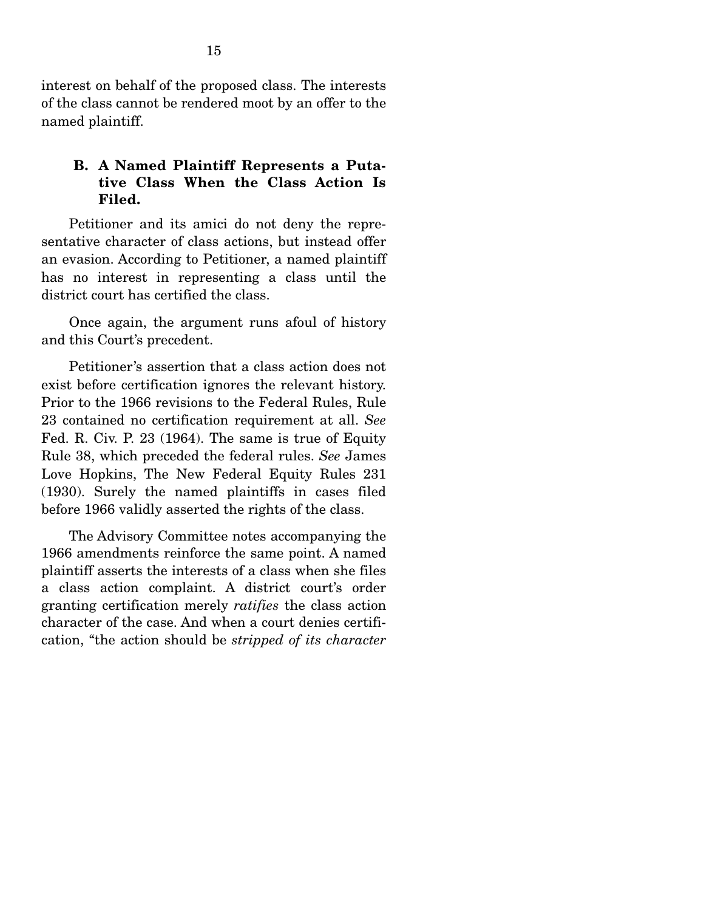interest on behalf of the proposed class. The interests of the class cannot be rendered moot by an offer to the named plaintiff.

### B. A Named Plaintiff Represents a Putative Class When the Class Action Is Filed.

Petitioner and its amici do not deny the representative character of class actions, but instead offer an evasion. According to Petitioner, a named plaintiff has no interest in representing a class until the district court has certified the class.

Once again, the argument runs afoul of history and this Court's precedent.

Petitioner's assertion that a class action does not exist before certification ignores the relevant history. Prior to the 1966 revisions to the Federal Rules, Rule 23 contained no certification requirement at all. *See* Fed. R. Civ. P. 23 (1964). The same is true of Equity Rule 38, which preceded the federal rules. *See* James Love Hopkins, The New Federal Equity Rules 231 (1930). Surely the named plaintiffs in cases filed before 1966 validly asserted the rights of the class.

The Advisory Committee notes accompanying the 1966 amendments reinforce the same point. A named plaintiff asserts the interests of a class when she files a class action complaint. A district court's order granting certification merely *ratifies* the class action character of the case. And when a court denies certification, "the action should be *stripped of its character*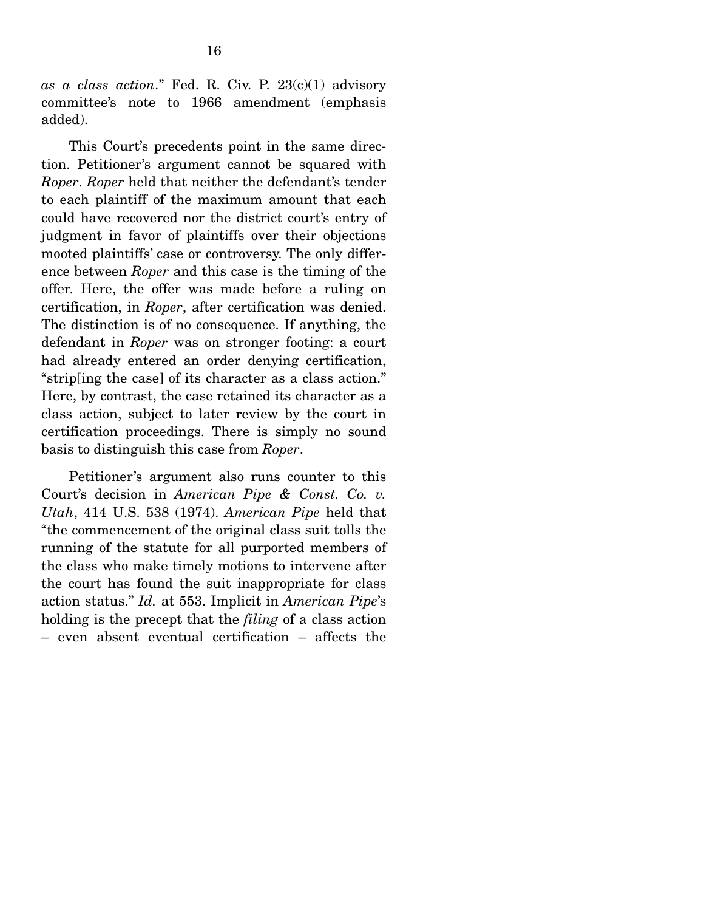*as a class action*." Fed. R. Civ. P. 23(c)(1) advisory committee's note to 1966 amendment (emphasis added).

This Court's precedents point in the same direction. Petitioner's argument cannot be squared with *Roper*. *Roper* held that neither the defendant's tender to each plaintiff of the maximum amount that each could have recovered nor the district court's entry of judgment in favor of plaintiffs over their objections mooted plaintiffs' case or controversy. The only difference between *Roper* and this case is the timing of the offer. Here, the offer was made before a ruling on certification, in *Roper*, after certification was denied. The distinction is of no consequence. If anything, the defendant in *Roper* was on stronger footing: a court had already entered an order denying certification, "strip[ing the case] of its character as a class action." Here, by contrast, the case retained its character as a class action, subject to later review by the court in certification proceedings. There is simply no sound basis to distinguish this case from *Roper*.

Petitioner's argument also runs counter to this Court's decision in *American Pipe & Const. Co. v. Utah*, 414 U.S. 538 (1974). *American Pipe* held that "the commencement of the original class suit tolls the running of the statute for all purported members of the class who make timely motions to intervene after the court has found the suit inappropriate for class action status." *Id.* at 553. Implicit in *American Pipe*'s holding is the precept that the *filing* of a class action – even absent eventual certification – affects the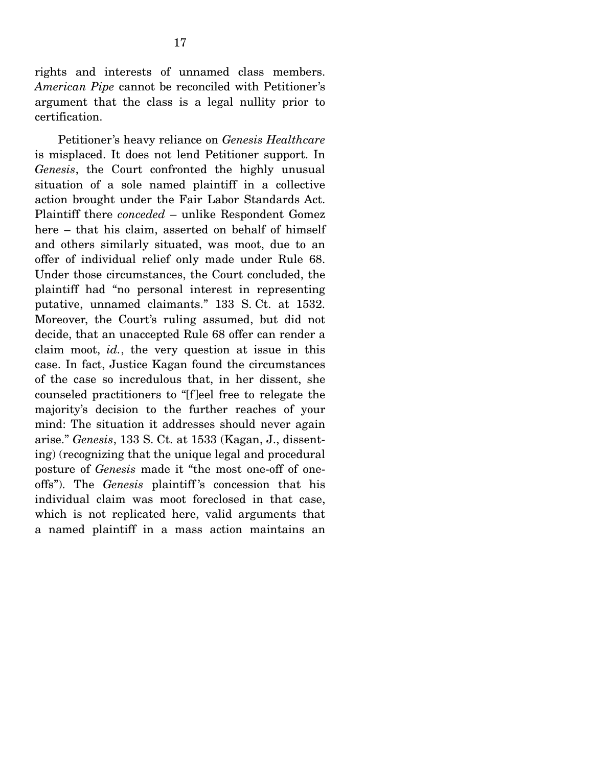rights and interests of unnamed class members. *American Pipe* cannot be reconciled with Petitioner's argument that the class is a legal nullity prior to certification.

Petitioner's heavy reliance on *Genesis Healthcare* is misplaced. It does not lend Petitioner support. In *Genesis*, the Court confronted the highly unusual situation of a sole named plaintiff in a collective action brought under the Fair Labor Standards Act. Plaintiff there *conceded* – unlike Respondent Gomez here – that his claim, asserted on behalf of himself and others similarly situated, was moot, due to an offer of individual relief only made under Rule 68. Under those circumstances, the Court concluded, the plaintiff had "no personal interest in representing putative, unnamed claimants." 133 S. Ct. at 1532. Moreover, the Court's ruling assumed, but did not decide, that an unaccepted Rule 68 offer can render a claim moot, *id.*, the very question at issue in this case. In fact, Justice Kagan found the circumstances of the case so incredulous that, in her dissent, she counseled practitioners to "[f]eel free to relegate the majority's decision to the further reaches of your mind: The situation it addresses should never again arise." *Genesis*, 133 S. Ct. at 1533 (Kagan, J., dissenting) (recognizing that the unique legal and procedural posture of *Genesis* made it "the most one-off of one-offs"). The *Genesis* plaintiff's concession that his individual claim was moot foreclosed in that case, which is not replicated here, valid arguments that a named plaintiff in a mass action maintains an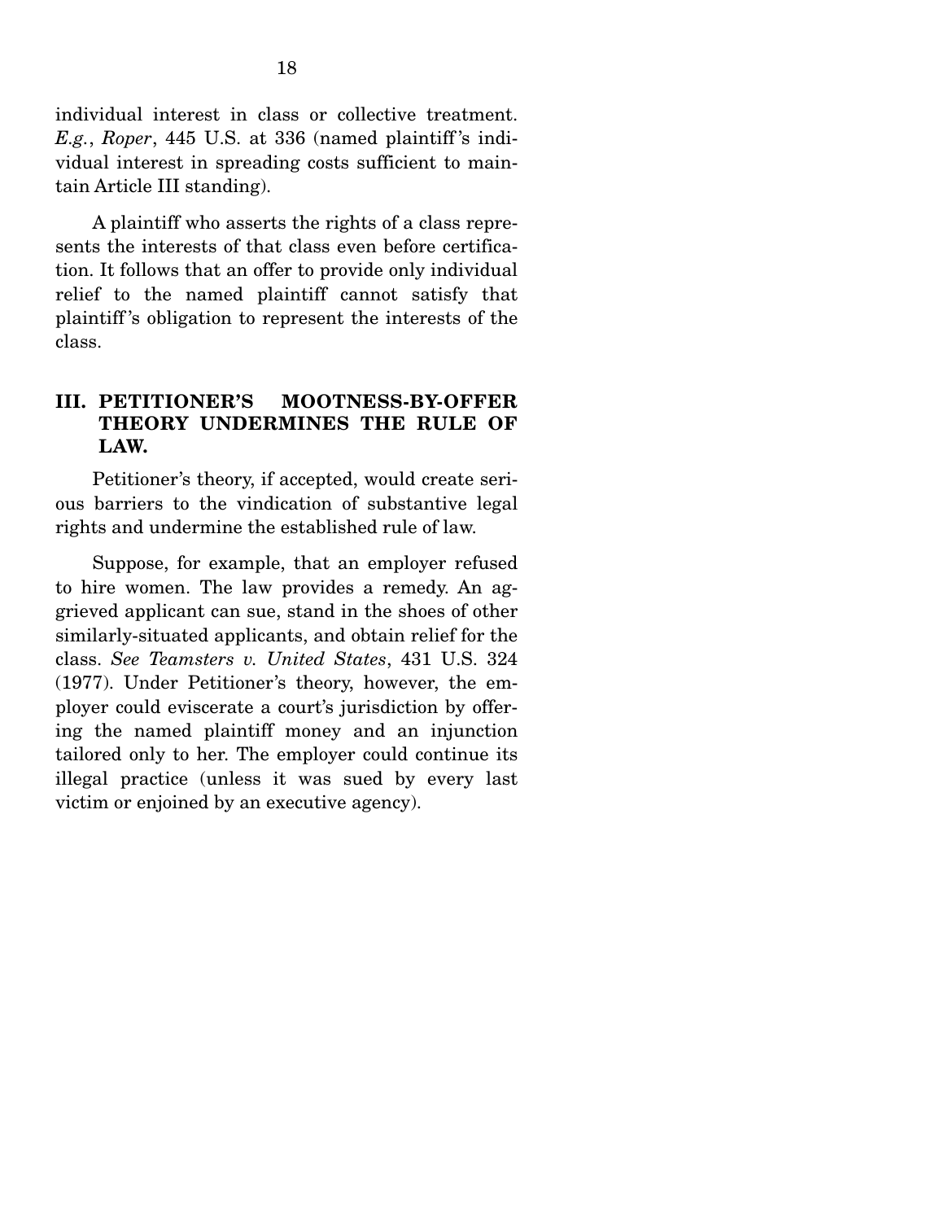individual interest in class or collective treatment. *E.g.*, *Roper*, 445 U.S. at 336 (named plaintiff's individual interest in spreading costs sufficient to maintain Article III standing).

A plaintiff who asserts the rights of a class represents the interests of that class even before certification. It follows that an offer to provide only individual relief to the named plaintiff cannot satisfy that plaintiff's obligation to represent the interests of the class.

## III. PETITIONER'S MOOTNESS-BY-OFFER THEORY UNDERMINES THE RULE OF LAW.

Petitioner's theory, if accepted, would create serious barriers to the vindication of substantive legal rights and undermine the established rule of law.

Suppose, for example, that an employer refused to hire women. The law provides a remedy. An aggrieved applicant can sue, stand in the shoes of other similarly-situated applicants, and obtain relief for the class. *See Teamsters v. United States*, 431 U.S. 324 (1977). Under Petitioner's theory, however, the employer could eviscerate a court's jurisdiction by offering the named plaintiff money and an injunction tailored only to her. The employer could continue its illegal practice (unless it was sued by every last victim or enjoined by an executive agency).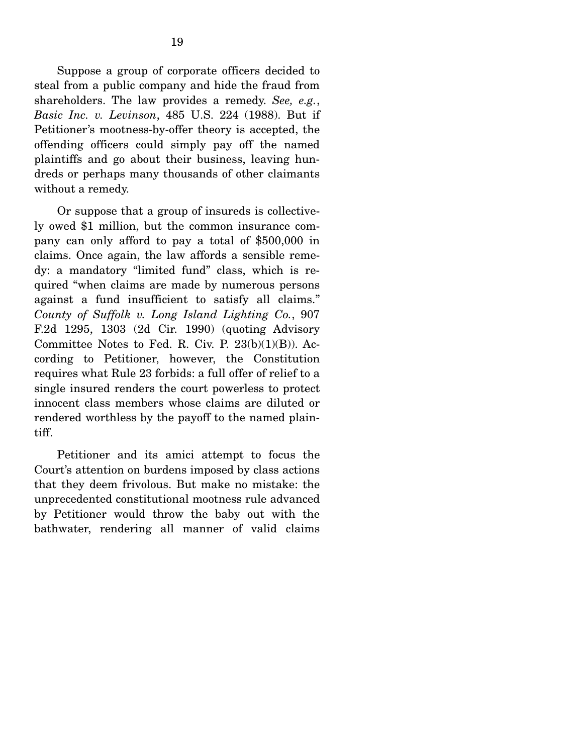Suppose a group of corporate officers decided to steal from a public company and hide the fraud from shareholders. The law provides a remedy. *See, e.g.*, *Basic Inc. v. Levinson*, 485 U.S. 224 (1988). But if Petitioner's mootness-by-offer theory is accepted, the offending officers could simply pay off the named plaintiffs and go about their business, leaving hundreds or perhaps many thousands of other claimants without a remedy.

Or suppose that a group of insureds is collectively owed $1 million, but the common insurance company can only afford to pay a total of $500,000 in claims. Once again, the law affords a sensible remedy: a mandatory "limited fund" class, which is required "when claims are made by numerous persons against a fund insufficient to satisfy all claims." *County of Suffolk v. Long Island Lighting Co.*, 907 F.2d 1295, 1303 (2d Cir. 1990) (quoting Advisory Committee Notes to Fed. R. Civ. P. 23(b)(1)(B)). According to Petitioner, however, the Constitution requires what Rule 23 forbids: a full offer of relief to a single insured renders the court powerless to protect innocent class members whose claims are diluted or rendered worthless by the payoff to the named plaintiff.

Petitioner and its amici attempt to focus the Court's attention on burdens imposed by class actions that they deem frivolous. But make no mistake: the unprecedented constitutional mootness rule advanced by Petitioner would throw the baby out with the bathwater, rendering all manner of valid claims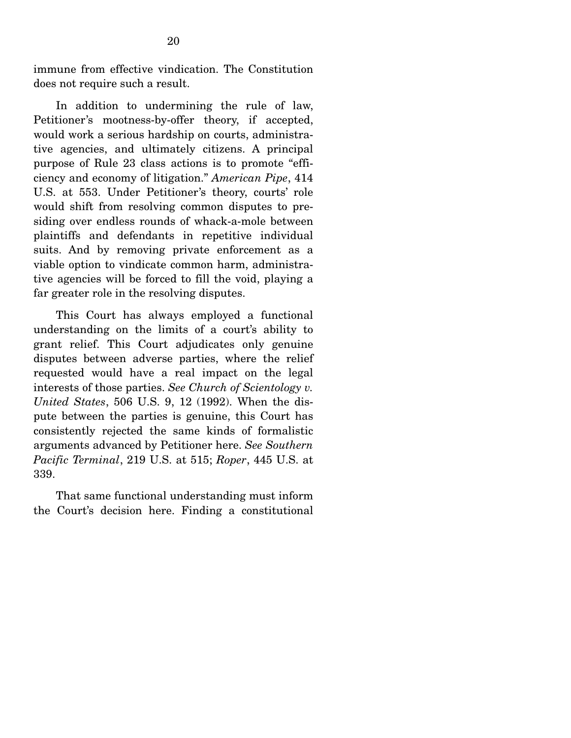immune from effective vindication. The Constitution does not require such a result.

In addition to undermining the rule of law, Petitioner's mootness-by-offer theory, if accepted, would work a serious hardship on courts, administrative agencies, and ultimately citizens. A principal purpose of Rule 23 class actions is to promote "efficiency and economy of litigation." *American Pipe*, 414 U.S. at 553. Under Petitioner's theory, courts' role would shift from resolving common disputes to presiding over endless rounds of whack-a-mole between plaintiffs and defendants in repetitive individual suits. And by removing private enforcement as a viable option to vindicate common harm, administrative agencies will be forced to fill the void, playing a far greater role in the resolving disputes.

This Court has always employed a functional understanding on the limits of a court's ability to grant relief. This Court adjudicates only genuine disputes between adverse parties, where the relief requested would have a real impact on the legal interests of those parties. *See Church of Scientology v. United States*, 506 U.S. 9, 12 (1992). When the dispute between the parties is genuine, this Court has consistently rejected the same kinds of formalistic arguments advanced by Petitioner here. *See Southern Pacific Terminal*, 219 U.S. at 515; *Roper*, 445 U.S. at 339.

That same functional understanding must inform the Court's decision here. Finding a constitutional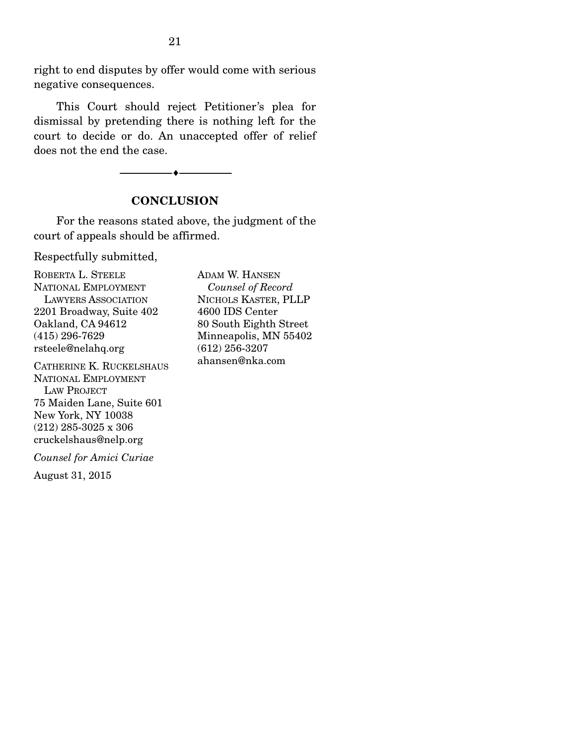right to end disputes by offer would come with serious negative consequences.

This Court should reject Petitioner's plea for dismissal by pretending there is nothing left for the court to decide or do. An unaccepted offer of relief does not the end the case.

---

## CONCLUSION

For the reasons stated above, the judgment of the court of appeals should be affirmed.

Respectfully submitted,

ROBERTA L. STEELE
NATIONAL EMPLOYMENT LAWYERS ASSOCIATION
2201 Broadway, Suite 402
Oakland, CA 94612
(415) 296-7629
rsteele@nelahq.org

CATHERINE K. RUCKELSHAUS
NATIONAL EMPLOYMENT LAW PROJECT
75 Maiden Lane, Suite 601
New York, NY 10038
(212) 285-3025 x 306
cruckelshaus@nelp.org

ADAM W. HANSEN
*Counsel of Record*
NICHOLS KASTER, PLLP
4600 IDS Center
80 South Eighth Street
Minneapolis, MN 55402
(612) 256-3207
ahansen@nka.com

*Counsel for Amici Curiae*

August 31, 2015